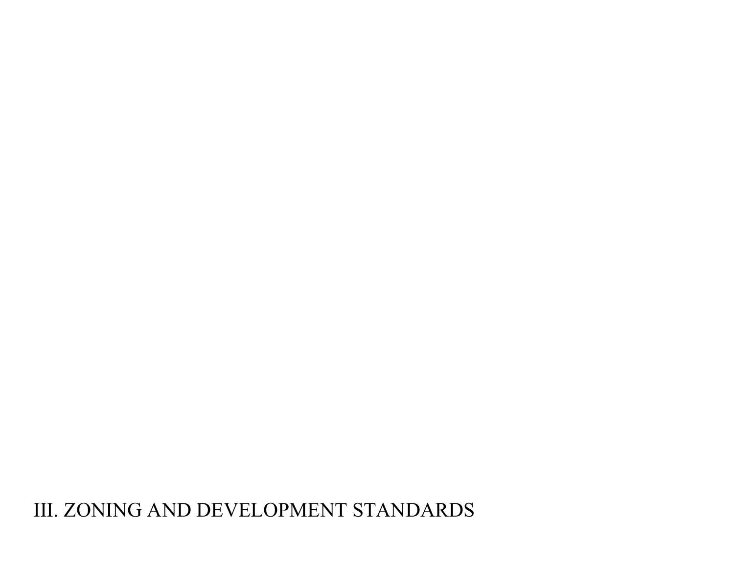# III. ZONING AND DEVELOPMENT STANDARDS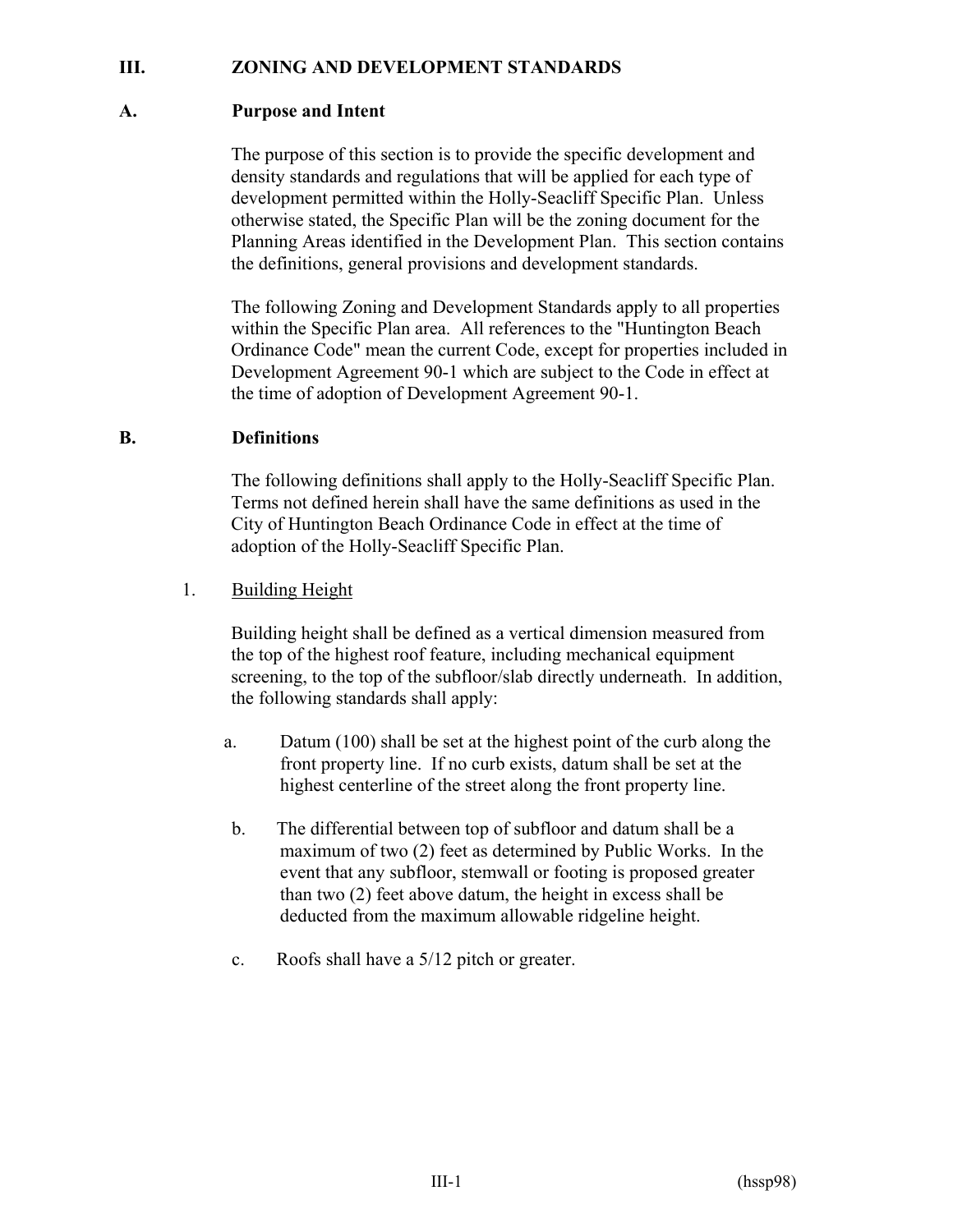## III. ZONING AND DEVELOPMENT STANDARDS

### A. Purpose and Intent

The purpose of this section is to provide the specific development and density standards and regulations that will be applied for each type of development permitted within the Holly-Seacliff Specific Plan. Unless otherwise stated, the Specific Plan will be the zoning document for the Planning Areas identified in the Development Plan. This section contains the definitions, general provisions and development standards.

The following Zoning and Development Standards apply to all properties within the Specific Plan area. All references to the "Huntington Beach Ordinance Code" mean the current Code, except for properties included in Development Agreement 90-1 which are subject to the Code in effect at the time of adoption of Development Agreement 90-1.

### B. Definitions

The following definitions shall apply to the Holly-Seacliff Specific Plan. Terms not defined herein shall have the same definitions as used in the City of Huntington Beach Ordinance Code in effect at the time of adoption of the Holly-Seacliff Specific Plan.

1. Building Height

   Building height shall be defined as a vertical dimension measured from the top of the highest roof feature, including mechanical equipment screening, to the top of the subfloor/slab directly underneath. In addition, the following standards shall apply:

   a. Datum (100) shall be set at the highest point of the curb along the front property line. If no curb exists, datum shall be set at the highest centerline of the street along the front property line.

   b. The differential between top of subfloor and datum shall be a maximum of two (2) feet as determined by Public Works. In the event that any subfloor, stemwall or footing is proposed greater than two (2) feet above datum, the height in excess shall be deducted from the maximum allowable ridgeline height.

   c. Roofs shall have a 5/12 pitch or greater.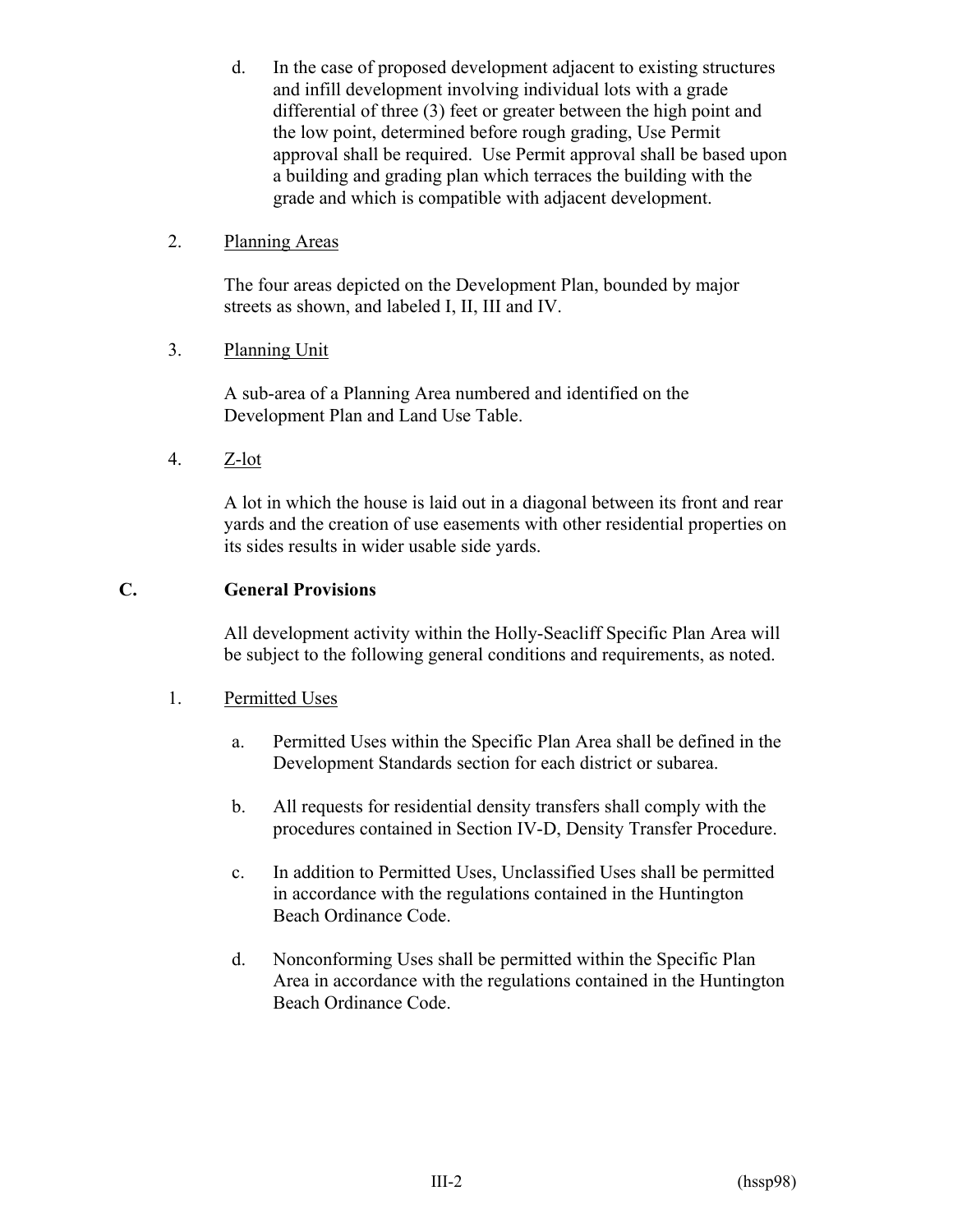d. In the case of proposed development adjacent to existing structures and infill development involving individual lots with a grade differential of three (3) feet or greater between the high point and the low point, determined before rough grading, Use Permit approval shall be required. Use Permit approval shall be based upon a building and grading plan which terraces the building with the grade and which is compatible with adjacent development.

2. Planning Areas

The four areas depicted on the Development Plan, bounded by major streets as shown, and labeled I, II, III and IV.

3. Planning Unit

A sub-area of a Planning Area numbered and identified on the Development Plan and Land Use Table.

4. Z-lot

A lot in which the house is laid out in a diagonal between its front and rear yards and the creation of use easements with other residential properties on its sides results in wider usable side yards.

## C. General Provisions

All development activity within the Holly-Seacliff Specific Plan Area will be subject to the following general conditions and requirements, as noted.

1. Permitted Uses

a. Permitted Uses within the Specific Plan Area shall be defined in the Development Standards section for each district or subarea.

b. All requests for residential density transfers shall comply with the procedures contained in Section IV-D, Density Transfer Procedure.

c. In addition to Permitted Uses, Unclassified Uses shall be permitted in accordance with the regulations contained in the Huntington Beach Ordinance Code.

d. Nonconforming Uses shall be permitted within the Specific Plan Area in accordance with the regulations contained in the Huntington Beach Ordinance Code.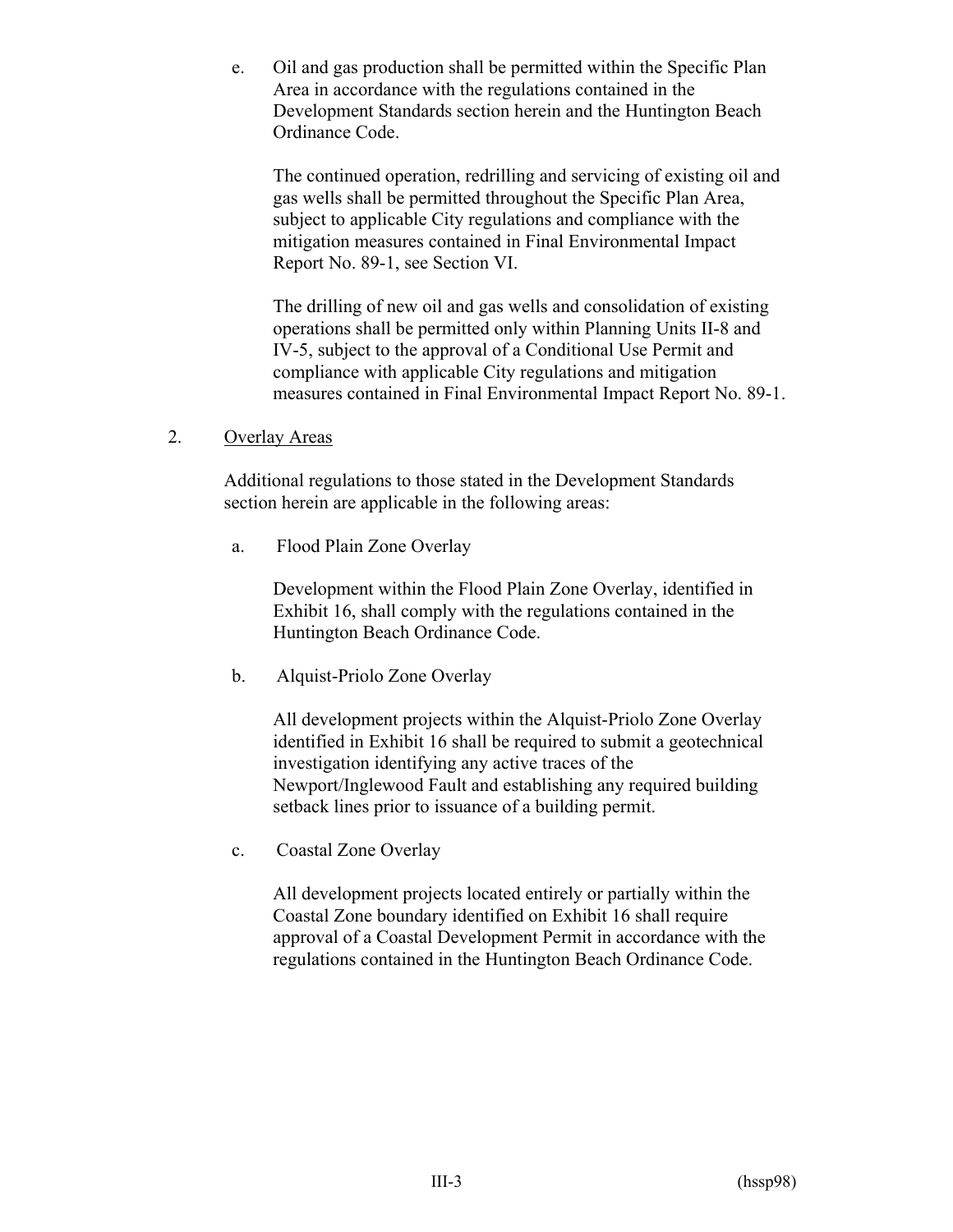e. Oil and gas production shall be permitted within the Specific Plan Area in accordance with the regulations contained in the Development Standards section herein and the Huntington Beach Ordinance Code.

   The continued operation, redrilling and servicing of existing oil and gas wells shall be permitted throughout the Specific Plan Area, subject to applicable City regulations and compliance with the mitigation measures contained in Final Environmental Impact Report No. 89-1, see Section VI.

   The drilling of new oil and gas wells and consolidation of existing operations shall be permitted only within Planning Units II-8 and IV-5, subject to the approval of a Conditional Use Permit and compliance with applicable City regulations and mitigation measures contained in Final Environmental Impact Report No. 89-1.

2. Overlay Areas

   Additional regulations to those stated in the Development Standards section herein are applicable in the following areas:

   a. Flood Plain Zone Overlay

      Development within the Flood Plain Zone Overlay, identified in Exhibit 16, shall comply with the regulations contained in the Huntington Beach Ordinance Code.

   b. Alquist-Priolo Zone Overlay

      All development projects within the Alquist-Priolo Zone Overlay identified in Exhibit 16 shall be required to submit a geotechnical investigation identifying any active traces of the Newport/Inglewood Fault and establishing any required building setback lines prior to issuance of a building permit.

   c. Coastal Zone Overlay

      All development projects located entirely or partially within the Coastal Zone boundary identified on Exhibit 16 shall require approval of a Coastal Development Permit in accordance with the regulations contained in the Huntington Beach Ordinance Code.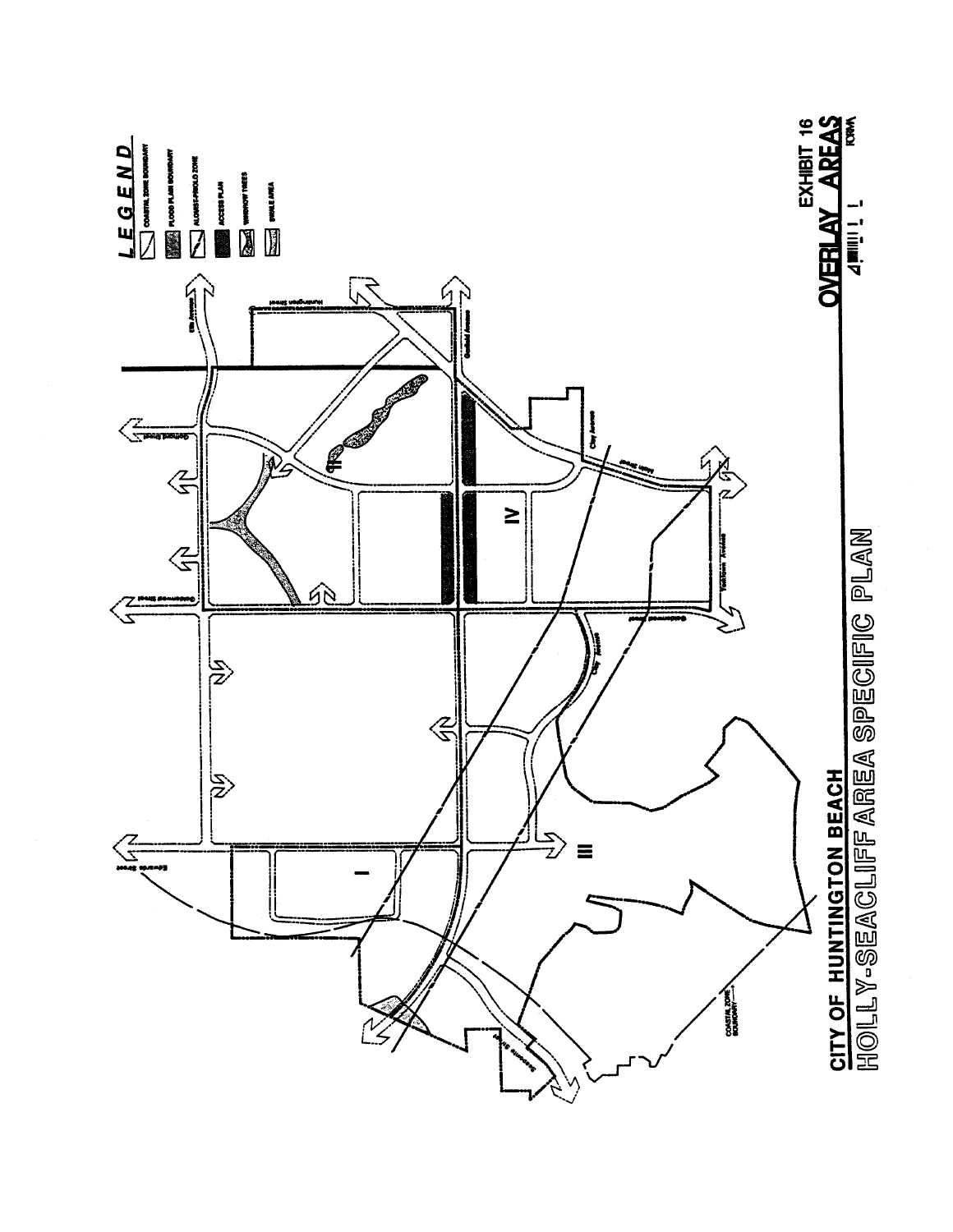## LEGEND

- COASTAL ZONE BOUNDARY
- FLOOD PLAIN BOUNDARY
- ALQUIST-PRIOLO ZONE
- ACCESS PLAN
- WINDROW TREES
- SWALE AREA

Edwards Street

Goldenwest Street

Gothard Street

Ellis Avenue

Huntington Street

Garfield Avenue

Clay Avenue

Main Street

Yorktown Avenue

Seapoint Street

COASTAL ZONE BOUNDARY

I

II

III

IV

CITY OF HUNTINGTON BEACH

HOLLY-SEACLIFF AREA SPECIFIC PLAN

EXHIBIT 16

OVERLAY AREAS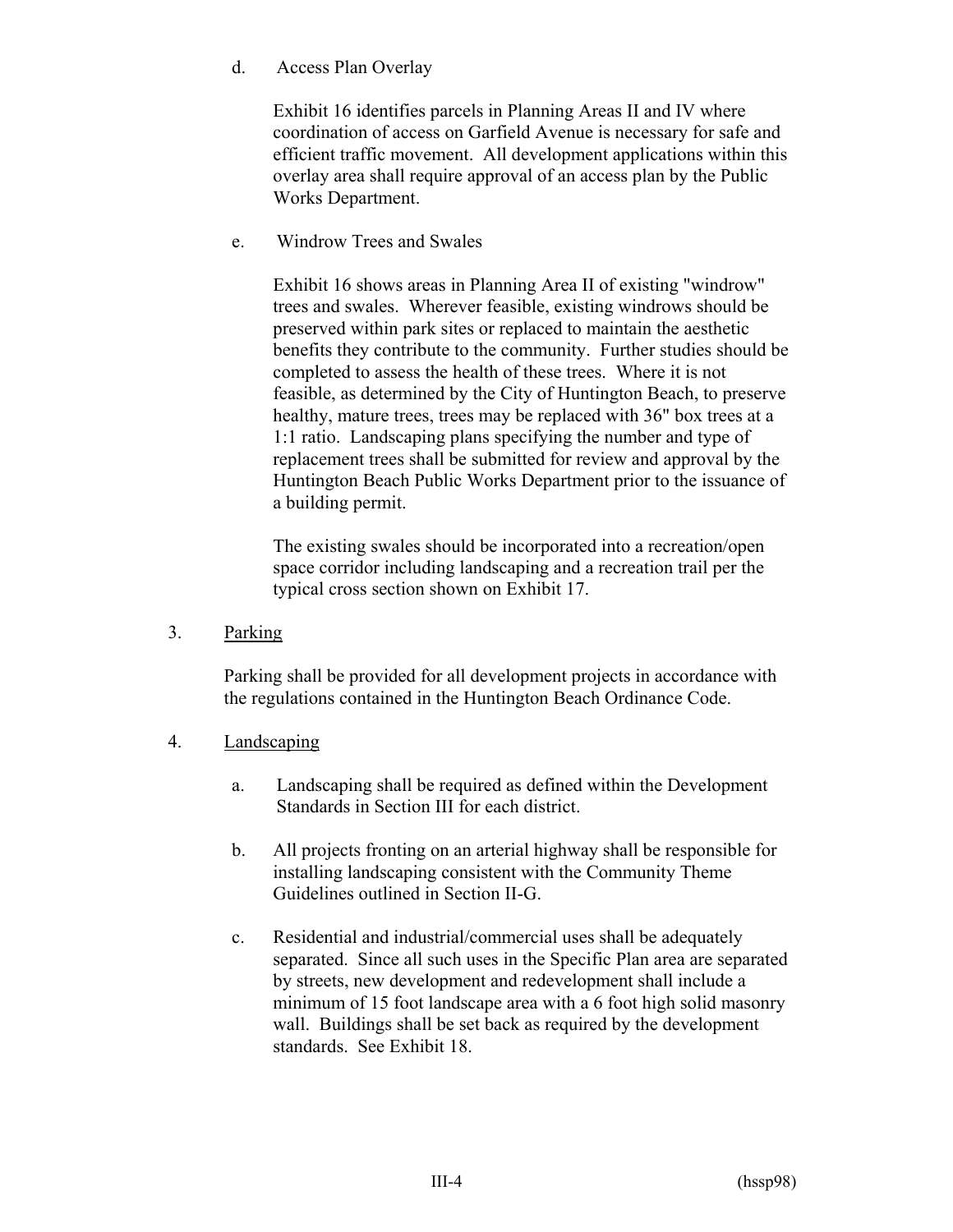d. Access Plan Overlay

Exhibit 16 identifies parcels in Planning Areas II and IV where coordination of access on Garfield Avenue is necessary for safe and efficient traffic movement. All development applications within this overlay area shall require approval of an access plan by the Public Works Department.

e. Windrow Trees and Swales

Exhibit 16 shows areas in Planning Area II of existing "windrow" trees and swales. Wherever feasible, existing windrows should be preserved within park sites or replaced to maintain the aesthetic benefits they contribute to the community. Further studies should be completed to assess the health of these trees. Where it is not feasible, as determined by the City of Huntington Beach, to preserve healthy, mature trees, trees may be replaced with 36" box trees at a 1:1 ratio. Landscaping plans specifying the number and type of replacement trees shall be submitted for review and approval by the Huntington Beach Public Works Department prior to the issuance of a building permit.

The existing swales should be incorporated into a recreation/open space corridor including landscaping and a recreation trail per the typical cross section shown on Exhibit 17.

3. Parking

Parking shall be provided for all development projects in accordance with the regulations contained in the Huntington Beach Ordinance Code.

4. Landscaping

a. Landscaping shall be required as defined within the Development Standards in Section III for each district.

b. All projects fronting on an arterial highway shall be responsible for installing landscaping consistent with the Community Theme Guidelines outlined in Section II-G.

c. Residential and industrial/commercial uses shall be adequately separated. Since all such uses in the Specific Plan area are separated by streets, new development and redevelopment shall include a minimum of 15 foot landscape area with a 6 foot high solid masonry wall. Buildings shall be set back as required by the development standards. See Exhibit 18.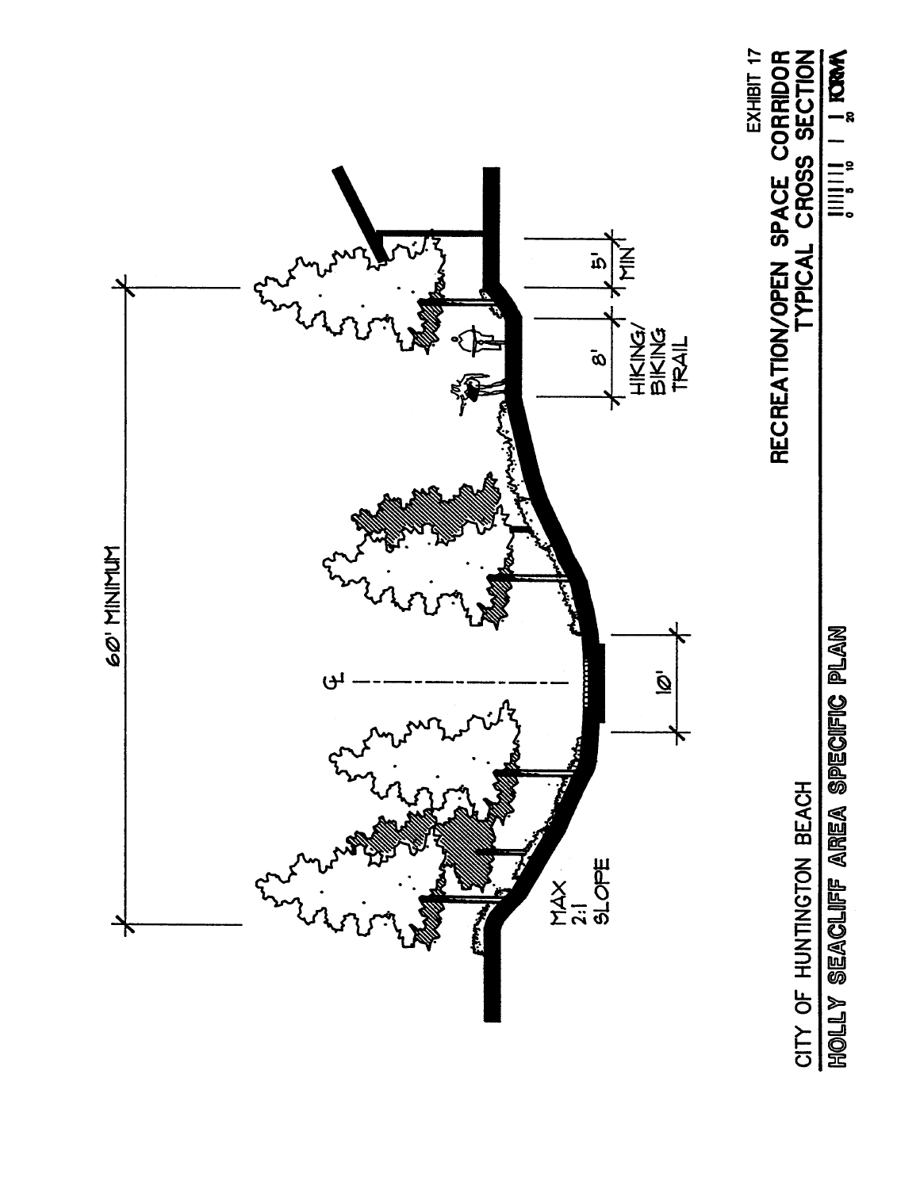60' MINIMUM

℄

10'

MAX 2:1 SLOPE

8' HIKING/ BIKING TRAIL

5' MIN

CITY OF HUNTINGTON BEACH

HOLLY SEACLIFF AREA SPECIFIC PLAN

EXHIBIT 17

RECREATION/OPEN SPACE CORRIDOR TYPICAL CROSS SECTION

0 5 10 20

FORMA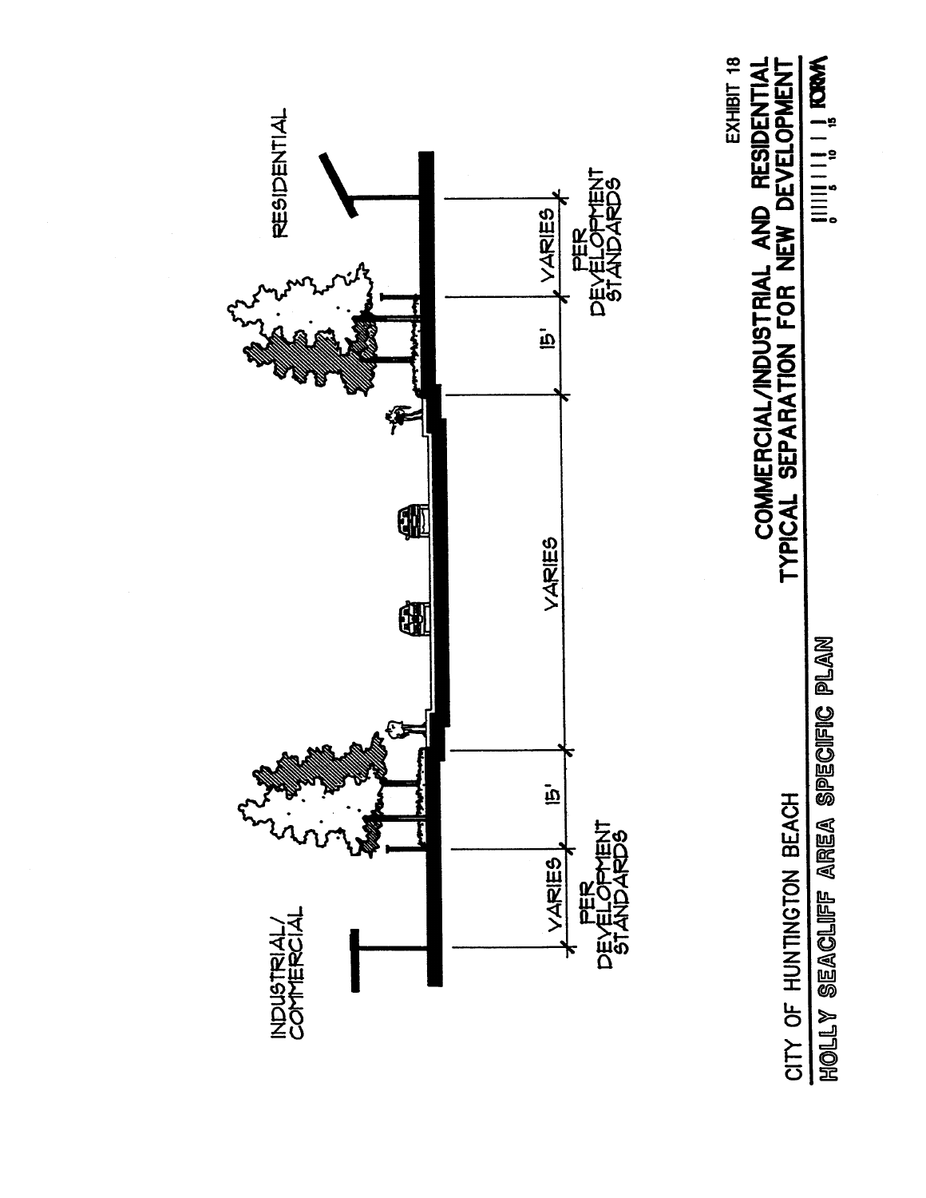INDUSTRIAL/
COMMERCIAL

RESIDENTIAL

VARIES

PER DEVELOPMENT STANDARDS

15'

VARIES

15'

VARIES

PER DEVELOPMENT STANDARDS

EXHIBIT 18

## COMMERCIAL/INDUSTRIAL AND RESIDENTIAL TYPICAL SEPARATION FOR NEW DEVELOPMENT

CITY OF HUNTINGTON BEACH

**HOLLY SEACLIFF AREA SPECIFIC PLAN**

0 5 10 15

FORMA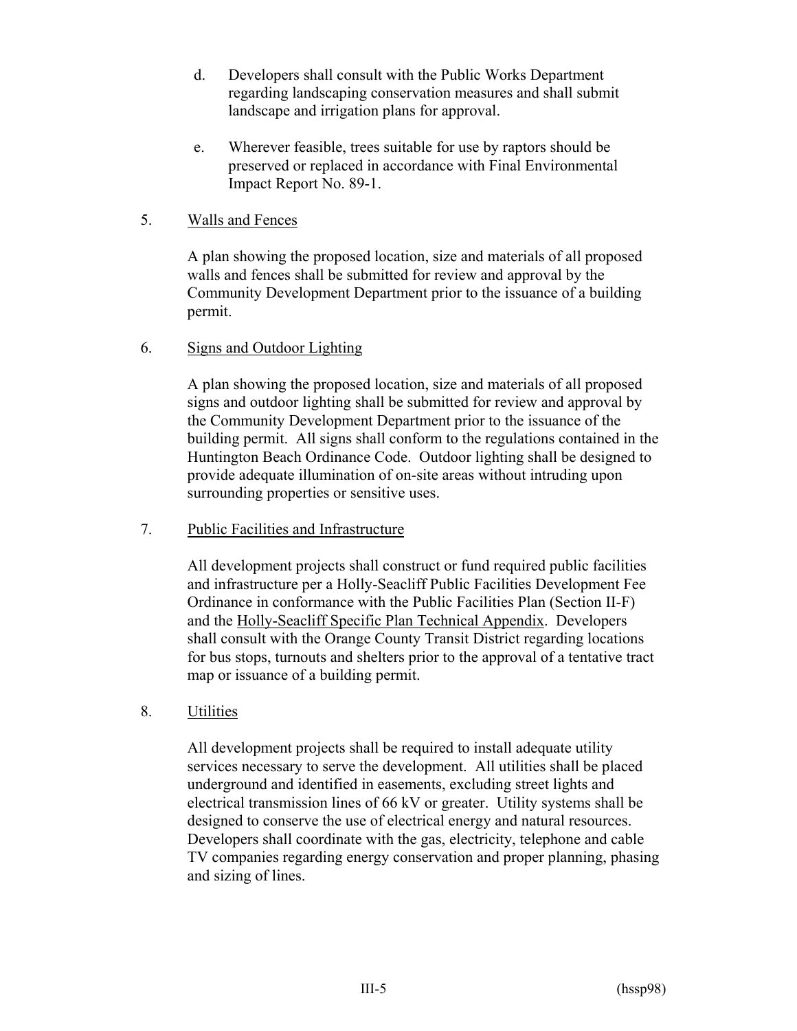d. Developers shall consult with the Public Works Department regarding landscaping conservation measures and shall submit landscape and irrigation plans for approval.

e. Wherever feasible, trees suitable for use by raptors should be preserved or replaced in accordance with Final Environmental Impact Report No. 89-1.

5. Walls and Fences

A plan showing the proposed location, size and materials of all proposed walls and fences shall be submitted for review and approval by the Community Development Department prior to the issuance of a building permit.

6. Signs and Outdoor Lighting

A plan showing the proposed location, size and materials of all proposed signs and outdoor lighting shall be submitted for review and approval by the Community Development Department prior to the issuance of the building permit. All signs shall conform to the regulations contained in the Huntington Beach Ordinance Code. Outdoor lighting shall be designed to provide adequate illumination of on-site areas without intruding upon surrounding properties or sensitive uses.

7. Public Facilities and Infrastructure

All development projects shall construct or fund required public facilities and infrastructure per a Holly-Seacliff Public Facilities Development Fee Ordinance in conformance with the Public Facilities Plan (Section II-F) and the Holly-Seacliff Specific Plan Technical Appendix. Developers shall consult with the Orange County Transit District regarding locations for bus stops, turnouts and shelters prior to the approval of a tentative tract map or issuance of a building permit.

8. Utilities

All development projects shall be required to install adequate utility services necessary to serve the development. All utilities shall be placed underground and identified in easements, excluding street lights and electrical transmission lines of 66 kV or greater. Utility systems shall be designed to conserve the use of electrical energy and natural resources. Developers shall coordinate with the gas, electricity, telephone and cable TV companies regarding energy conservation and proper planning, phasing and sizing of lines.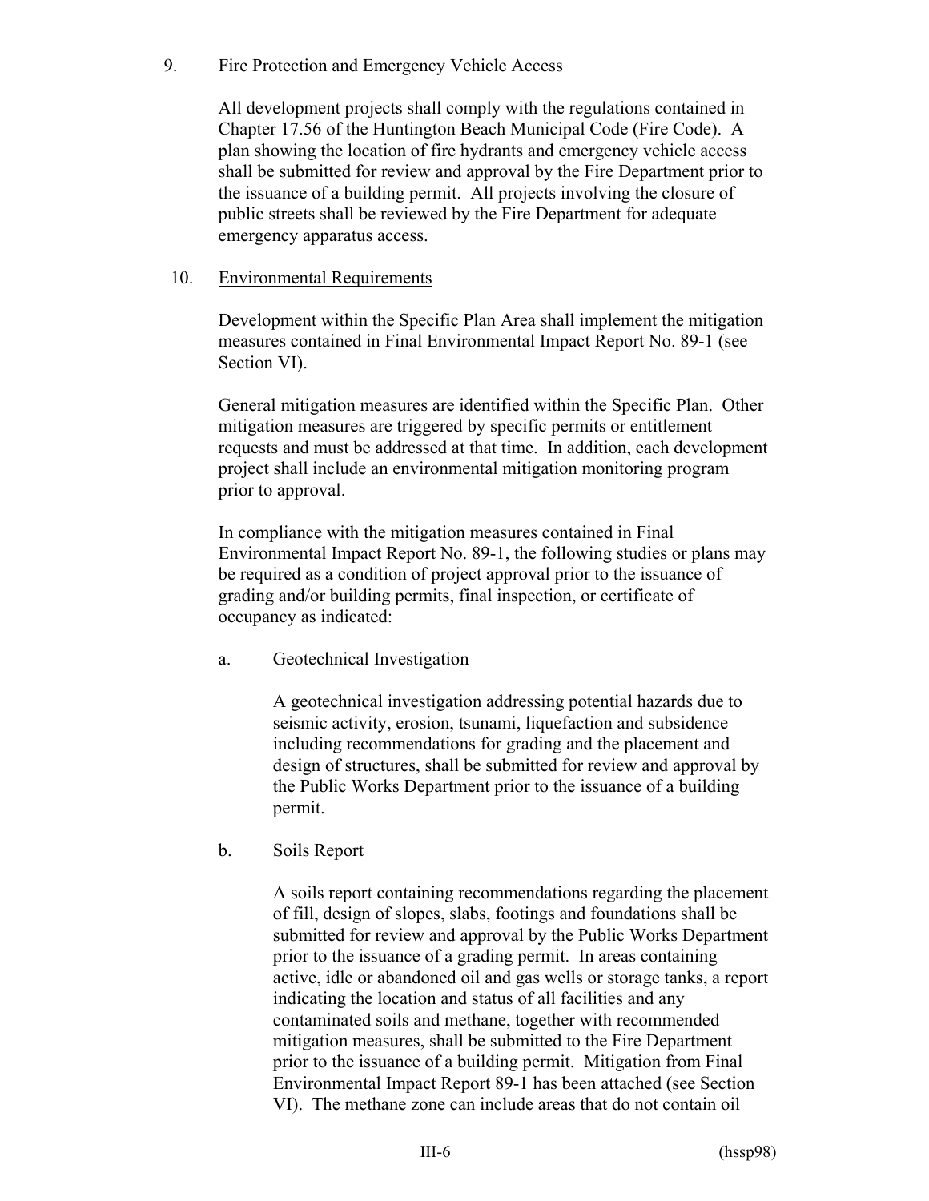9. Fire Protection and Emergency Vehicle Access

All development projects shall comply with the regulations contained in Chapter 17.56 of the Huntington Beach Municipal Code (Fire Code). A plan showing the location of fire hydrants and emergency vehicle access shall be submitted for review and approval by the Fire Department prior to the issuance of a building permit. All projects involving the closure of public streets shall be reviewed by the Fire Department for adequate emergency apparatus access.

10. Environmental Requirements

Development within the Specific Plan Area shall implement the mitigation measures contained in Final Environmental Impact Report No. 89-1 (see Section VI).

General mitigation measures are identified within the Specific Plan. Other mitigation measures are triggered by specific permits or entitlement requests and must be addressed at that time. In addition, each development project shall include an environmental mitigation monitoring program prior to approval.

In compliance with the mitigation measures contained in Final Environmental Impact Report No. 89-1, the following studies or plans may be required as a condition of project approval prior to the issuance of grading and/or building permits, final inspection, or certificate of occupancy as indicated:

a. Geotechnical Investigation

A geotechnical investigation addressing potential hazards due to seismic activity, erosion, tsunami, liquefaction and subsidence including recommendations for grading and the placement and design of structures, shall be submitted for review and approval by the Public Works Department prior to the issuance of a building permit.

b. Soils Report

A soils report containing recommendations regarding the placement of fill, design of slopes, slabs, footings and foundations shall be submitted for review and approval by the Public Works Department prior to the issuance of a grading permit. In areas containing active, idle or abandoned oil and gas wells or storage tanks, a report indicating the location and status of all facilities and any contaminated soils and methane, together with recommended mitigation measures, shall be submitted to the Fire Department prior to the issuance of a building permit. Mitigation from Final Environmental Impact Report 89-1 has been attached (see Section VI). The methane zone can include areas that do not contain oil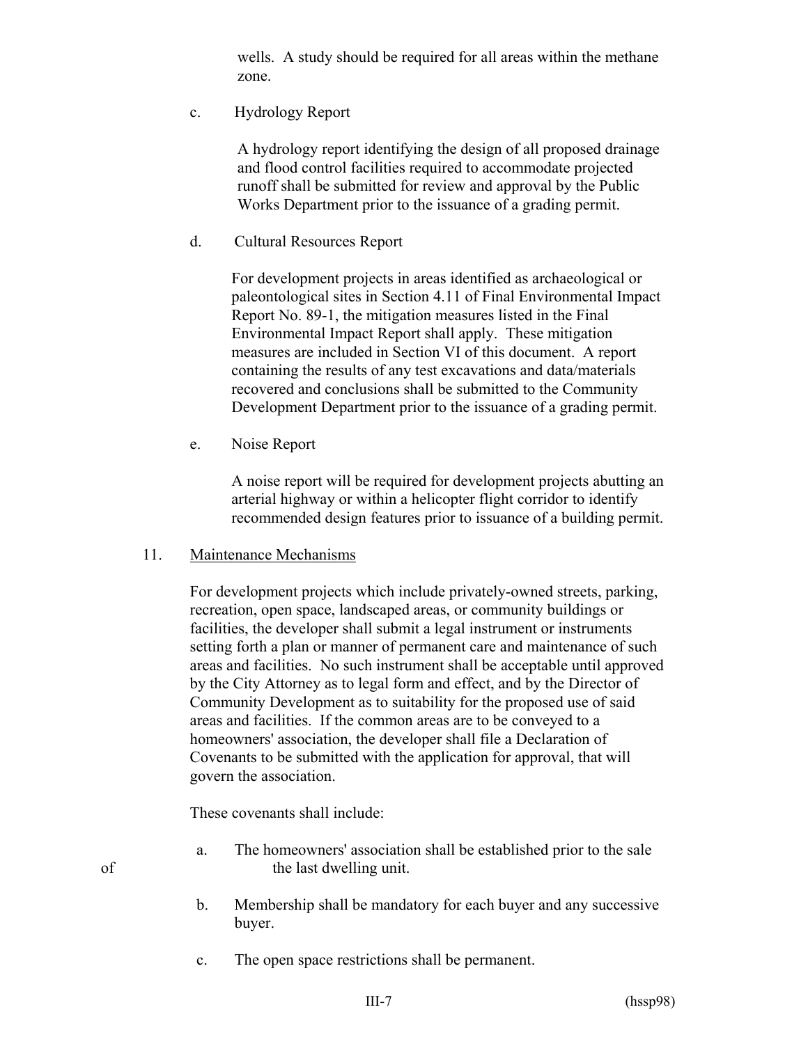wells. A study should be required for all areas within the methane zone.

c. Hydrology Report

A hydrology report identifying the design of all proposed drainage and flood control facilities required to accommodate projected runoff shall be submitted for review and approval by the Public Works Department prior to the issuance of a grading permit.

d. Cultural Resources Report

For development projects in areas identified as archaeological or paleontological sites in Section 4.11 of Final Environmental Impact Report No. 89-1, the mitigation measures listed in the Final Environmental Impact Report shall apply. These mitigation measures are included in Section VI of this document. A report containing the results of any test excavations and data/materials recovered and conclusions shall be submitted to the Community Development Department prior to the issuance of a grading permit.

e. Noise Report

A noise report will be required for development projects abutting an arterial highway or within a helicopter flight corridor to identify recommended design features prior to issuance of a building permit.

11. Maintenance Mechanisms

For development projects which include privately-owned streets, parking, recreation, open space, landscaped areas, or community buildings or facilities, the developer shall submit a legal instrument or instruments setting forth a plan or manner of permanent care and maintenance of such areas and facilities. No such instrument shall be acceptable until approved by the City Attorney as to legal form and effect, and by the Director of Community Development as to suitability for the proposed use of said areas and facilities. If the common areas are to be conveyed to a homeowners' association, the developer shall file a Declaration of Covenants to be submitted with the application for approval, that will govern the association.

These covenants shall include:

a. The homeowners' association shall be established prior to the sale of the last dwelling unit.

b. Membership shall be mandatory for each buyer and any successive buyer.

c. The open space restrictions shall be permanent.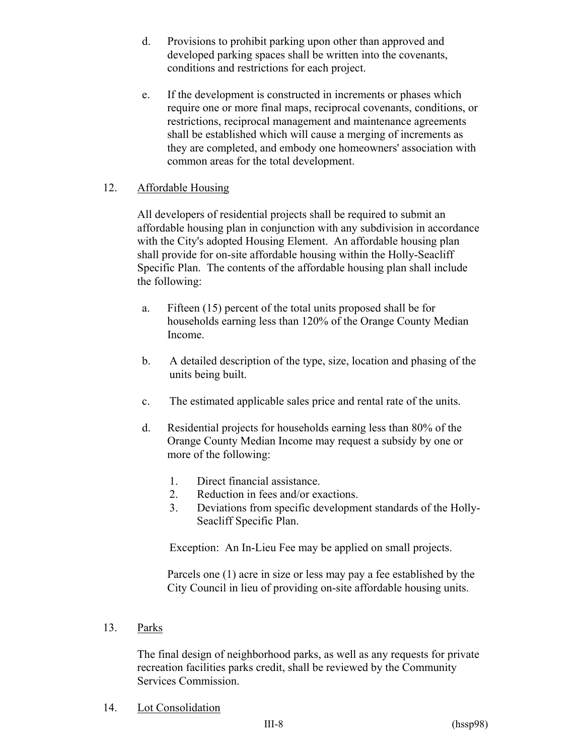d. Provisions to prohibit parking upon other than approved and developed parking spaces shall be written into the covenants, conditions and restrictions for each project.

e. If the development is constructed in increments or phases which require one or more final maps, reciprocal covenants, conditions, or restrictions, reciprocal management and maintenance agreements shall be established which will cause a merging of increments as they are completed, and embody one homeowners' association with common areas for the total development.

12. Affordable Housing

All developers of residential projects shall be required to submit an affordable housing plan in conjunction with any subdivision in accordance with the City's adopted Housing Element. An affordable housing plan shall provide for on-site affordable housing within the Holly-Seacliff Specific Plan. The contents of the affordable housing plan shall include the following:

a. Fifteen (15) percent of the total units proposed shall be for households earning less than 120% of the Orange County Median Income.

b. A detailed description of the type, size, location and phasing of the units being built.

c. The estimated applicable sales price and rental rate of the units.

d. Residential projects for households earning less than 80% of the Orange County Median Income may request a subsidy by one or more of the following:

   1. Direct financial assistance.
   2. Reduction in fees and/or exactions.
   3. Deviations from specific development standards of the Holly-Seacliff Specific Plan.

Exception: An In-Lieu Fee may be applied on small projects.

Parcels one (1) acre in size or less may pay a fee established by the City Council in lieu of providing on-site affordable housing units.

13. Parks

The final design of neighborhood parks, as well as any requests for private recreation facilities parks credit, shall be reviewed by the Community Services Commission.

14. Lot Consolidation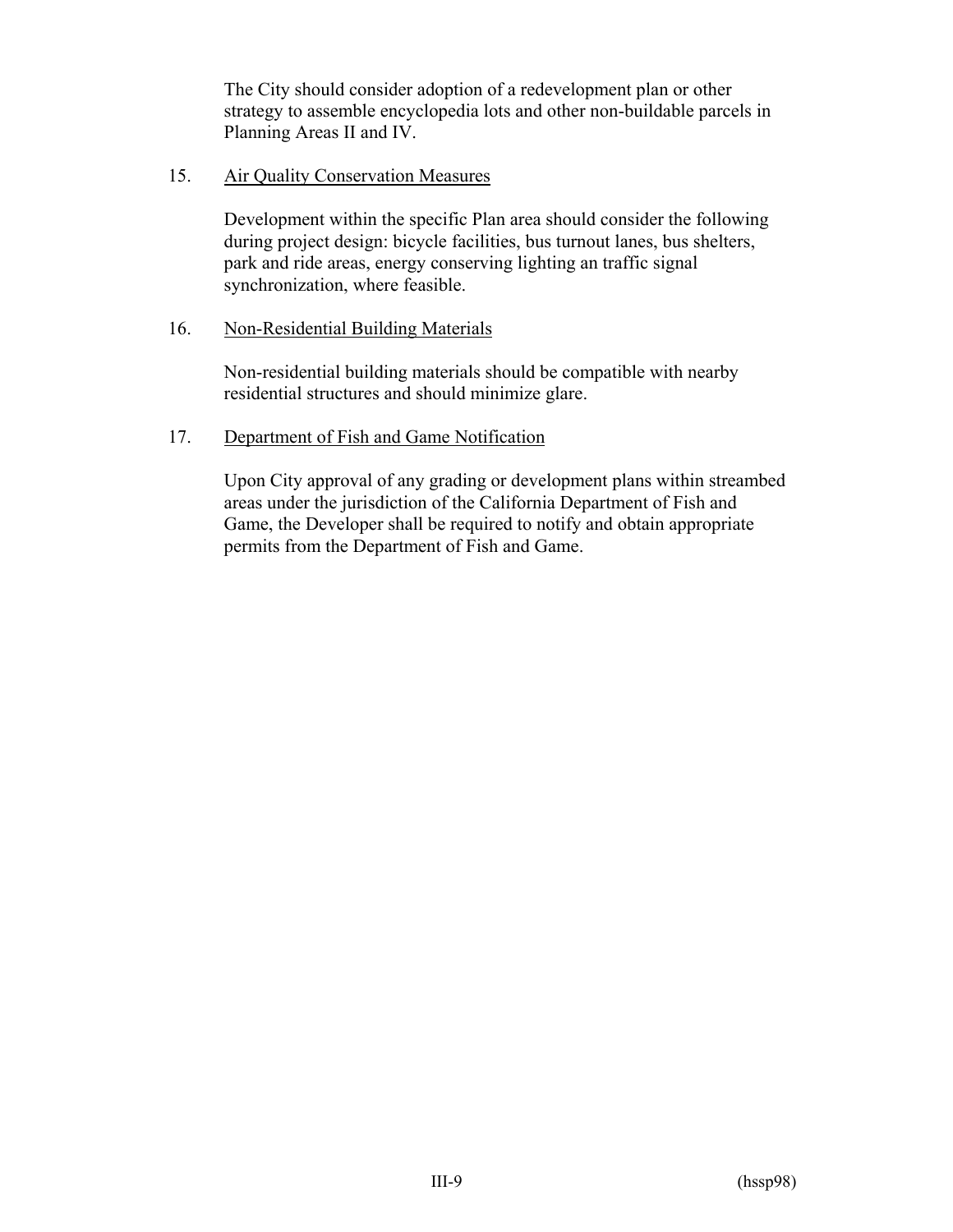The City should consider adoption of a redevelopment plan or other strategy to assemble encyclopedia lots and other non-buildable parcels in Planning Areas II and IV.

15. Air Quality Conservation Measures

    Development within the specific Plan area should consider the following during project design: bicycle facilities, bus turnout lanes, bus shelters, park and ride areas, energy conserving lighting an traffic signal synchronization, where feasible.

16. Non-Residential Building Materials

    Non-residential building materials should be compatible with nearby residential structures and should minimize glare.

17. Department of Fish and Game Notification

    Upon City approval of any grading or development plans within streambed areas under the jurisdiction of the California Department of Fish and Game, the Developer shall be required to notify and obtain appropriate permits from the Department of Fish and Game.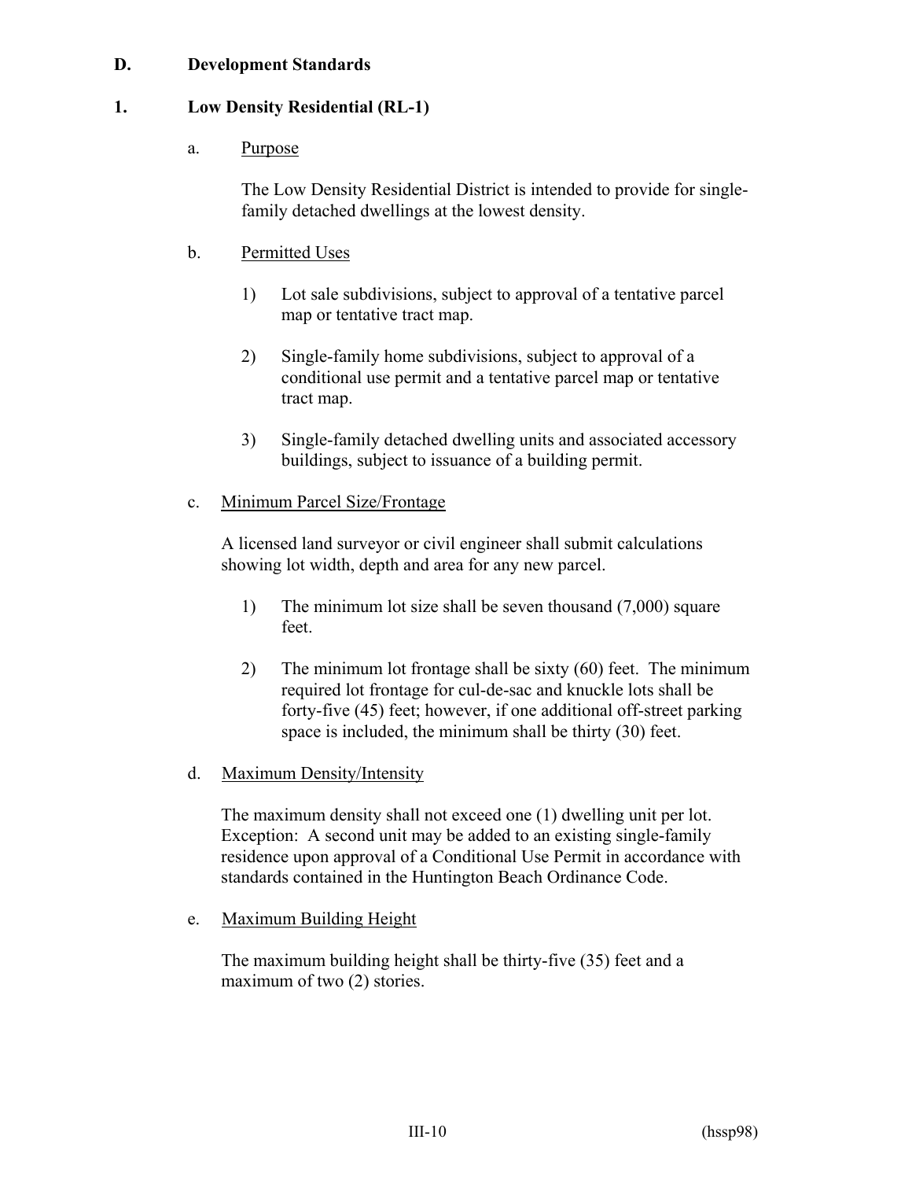## D. Development Standards

### 1. Low Density Residential (RL-1)

a. Purpose

The Low Density Residential District is intended to provide for single-family detached dwellings at the lowest density.

b. Permitted Uses

1) Lot sale subdivisions, subject to approval of a tentative parcel map or tentative tract map.

2) Single-family home subdivisions, subject to approval of a conditional use permit and a tentative parcel map or tentative tract map.

3) Single-family detached dwelling units and associated accessory buildings, subject to issuance of a building permit.

c. Minimum Parcel Size/Frontage

A licensed land surveyor or civil engineer shall submit calculations showing lot width, depth and area for any new parcel.

1) The minimum lot size shall be seven thousand (7,000) square feet.

2) The minimum lot frontage shall be sixty (60) feet. The minimum required lot frontage for cul-de-sac and knuckle lots shall be forty-five (45) feet; however, if one additional off-street parking space is included, the minimum shall be thirty (30) feet.

d. Maximum Density/Intensity

The maximum density shall not exceed one (1) dwelling unit per lot. Exception: A second unit may be added to an existing single-family residence upon approval of a Conditional Use Permit in accordance with standards contained in the Huntington Beach Ordinance Code.

e. Maximum Building Height

The maximum building height shall be thirty-five (35) feet and a maximum of two (2) stories.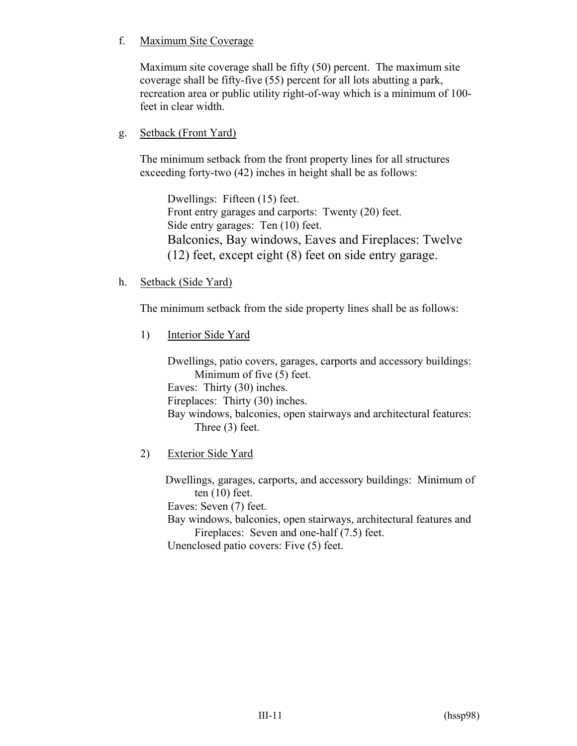f. <u>Maximum Site Coverage</u>

Maximum site coverage shall be fifty (50) percent. The maximum site coverage shall be fifty-five (55) percent for all lots abutting a park, recreation area or public utility right-of-way which is a minimum of 100-feet in clear width.

g. <u>Setback (Front Yard)</u>

The minimum setback from the front property lines for all structures exceeding forty-two (42) inches in height shall be as follows:

Dwellings: Fifteen (15) feet.
Front entry garages and carports: Twenty (20) feet.
Side entry garages: Ten (10) feet.
Balconies, Bay windows, Eaves and Fireplaces: Twelve (12) feet, except eight (8) feet on side entry garage.

h. <u>Setback (Side Yard)</u>

The minimum setback from the side property lines shall be as follows:

1) <u>Interior Side Yard</u>

Dwellings, patio covers, garages, carports and accessory buildings: Minimum of five (5) feet.
Eaves: Thirty (30) inches.
Fireplaces: Thirty (30) inches.
Bay windows, balconies, open stairways and architectural features: Three (3) feet.

2) <u>Exterior Side Yard</u>

Dwellings, garages, carports, and accessory buildings: Minimum of ten (10) feet.
Eaves: Seven (7) feet.
Bay windows, balconies, open stairways, architectural features and Fireplaces: Seven and one-half (7.5) feet.
Unenclosed patio covers: Five (5) feet.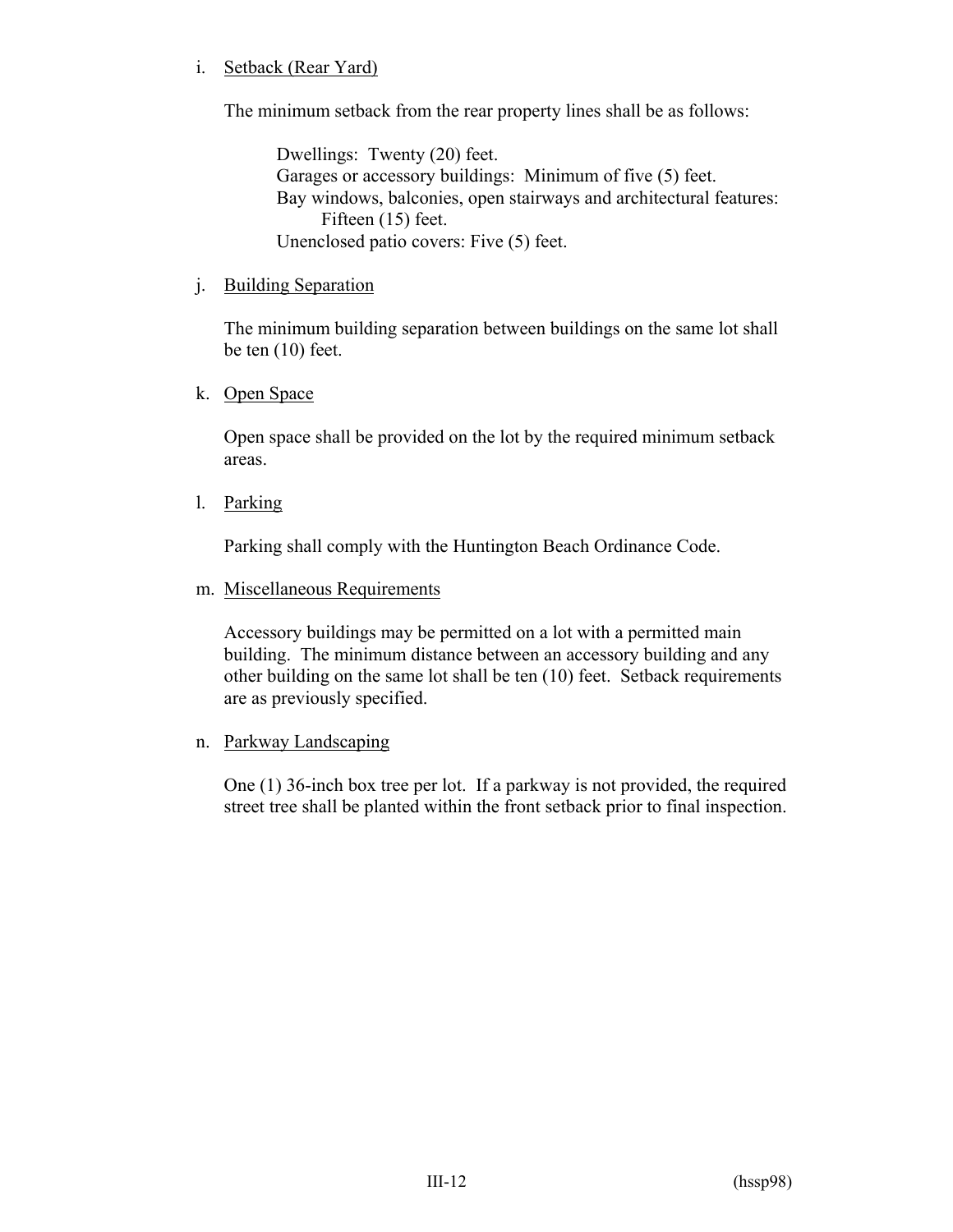i. Setback (Rear Yard)

The minimum setback from the rear property lines shall be as follows:

> Dwellings: Twenty (20) feet.
> Garages or accessory buildings: Minimum of five (5) feet.
> Bay windows, balconies, open stairways and architectural features: Fifteen (15) feet.
> Unenclosed patio covers: Five (5) feet.

j. Building Separation

The minimum building separation between buildings on the same lot shall be ten (10) feet.

k. Open Space

Open space shall be provided on the lot by the required minimum setback areas.

l. Parking

Parking shall comply with the Huntington Beach Ordinance Code.

m. Miscellaneous Requirements

Accessory buildings may be permitted on a lot with a permitted main building. The minimum distance between an accessory building and any other building on the same lot shall be ten (10) feet. Setback requirements are as previously specified.

n. Parkway Landscaping

One (1) 36-inch box tree per lot. If a parkway is not provided, the required street tree shall be planted within the front setback prior to final inspection.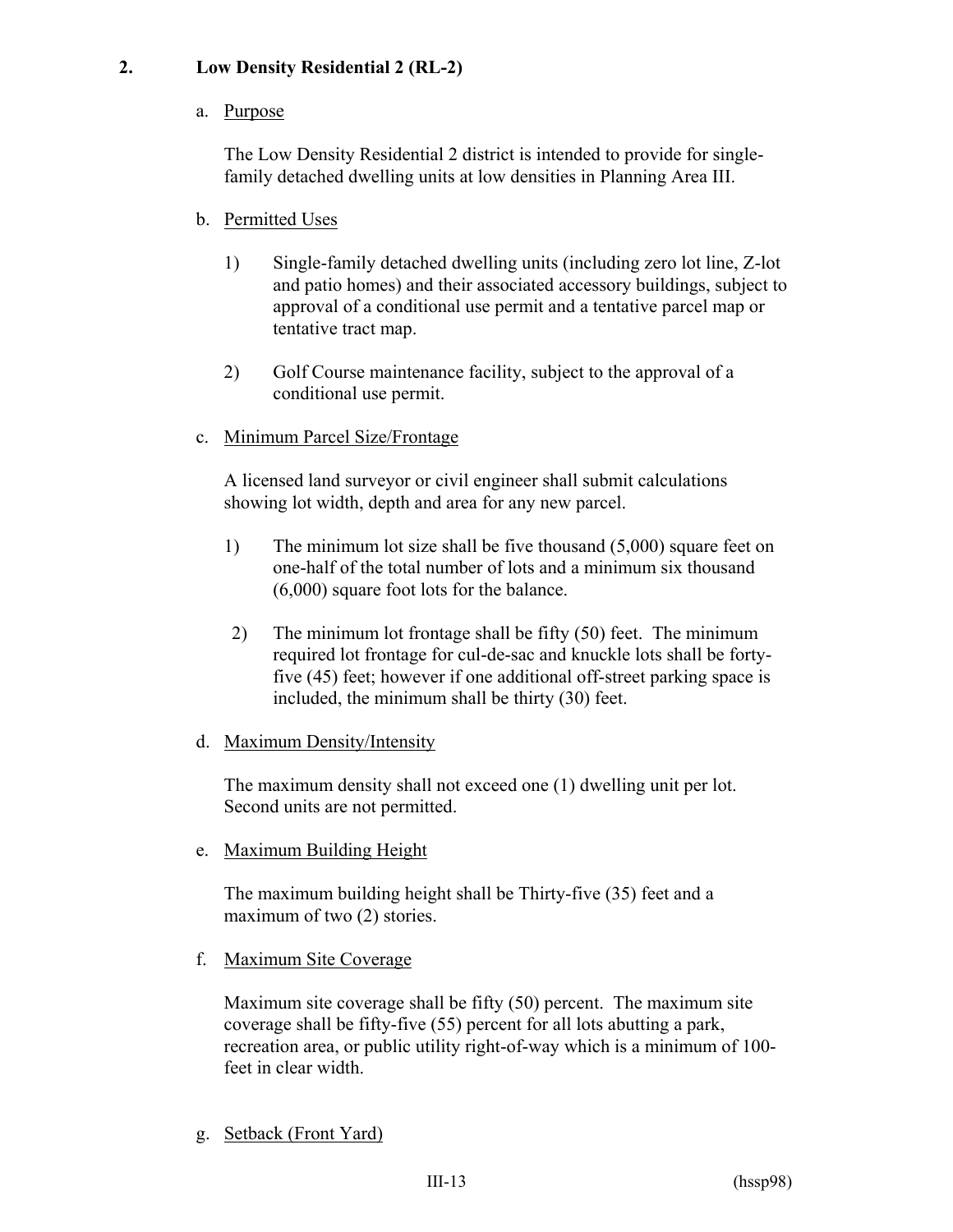## 2. Low Density Residential 2 (RL-2)

a. Purpose

The Low Density Residential 2 district is intended to provide for single-family detached dwelling units at low densities in Planning Area III.

b. Permitted Uses

1) Single-family detached dwelling units (including zero lot line, Z-lot and patio homes) and their associated accessory buildings, subject to approval of a conditional use permit and a tentative parcel map or tentative tract map.

2) Golf Course maintenance facility, subject to the approval of a conditional use permit.

c. Minimum Parcel Size/Frontage

A licensed land surveyor or civil engineer shall submit calculations showing lot width, depth and area for any new parcel.

1) The minimum lot size shall be five thousand (5,000) square feet on one-half of the total number of lots and a minimum six thousand (6,000) square foot lots for the balance.

2) The minimum lot frontage shall be fifty (50) feet. The minimum required lot frontage for cul-de-sac and knuckle lots shall be forty-five (45) feet; however if one additional off-street parking space is included, the minimum shall be thirty (30) feet.

d. Maximum Density/Intensity

The maximum density shall not exceed one (1) dwelling unit per lot. Second units are not permitted.

e. Maximum Building Height

The maximum building height shall be Thirty-five (35) feet and a maximum of two (2) stories.

f. Maximum Site Coverage

Maximum site coverage shall be fifty (50) percent. The maximum site coverage shall be fifty-five (55) percent for all lots abutting a park, recreation area, or public utility right-of-way which is a minimum of 100-feet in clear width.

g. Setback (Front Yard)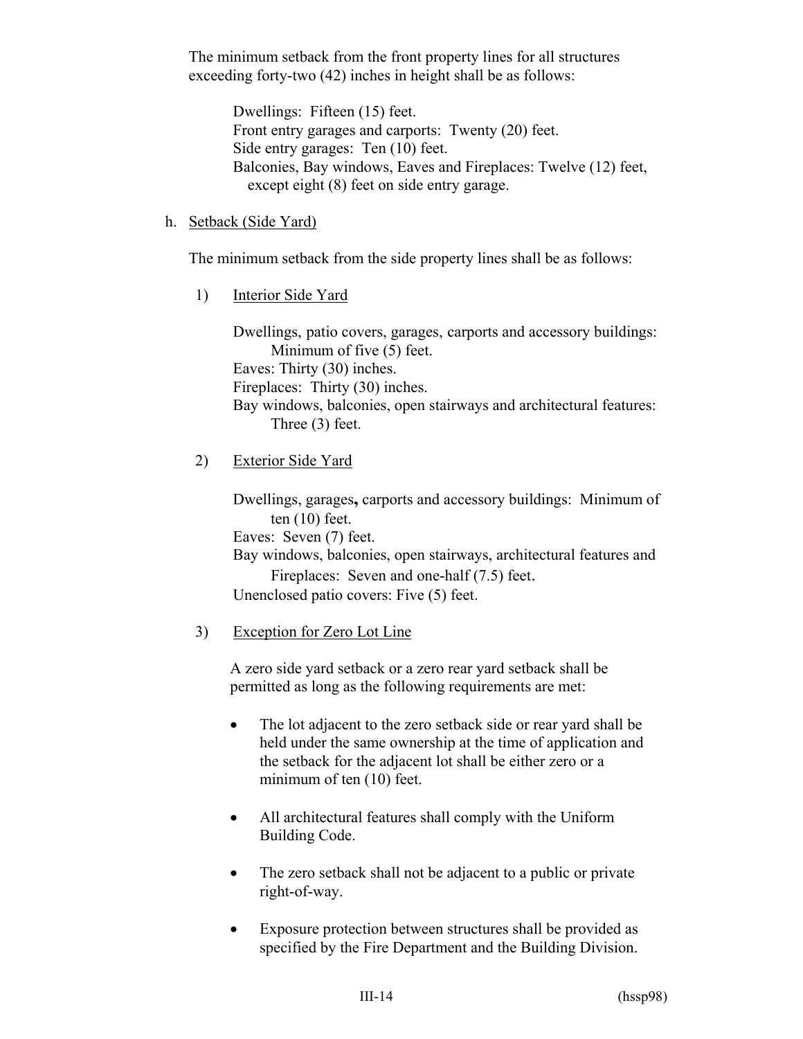The minimum setback from the front property lines for all structures exceeding forty-two (42) inches in height shall be as follows:

Dwellings: Fifteen (15) feet.
Front entry garages and carports: Twenty (20) feet.
Side entry garages: Ten (10) feet.
Balconies, Bay windows, Eaves and Fireplaces: Twelve (12) feet, except eight (8) feet on side entry garage.

h. Setback (Side Yard)

The minimum setback from the side property lines shall be as follows:

1) Interior Side Yard

Dwellings, patio covers, garages, carports and accessory buildings: Minimum of five (5) feet.
Eaves: Thirty (30) inches.
Fireplaces: Thirty (30) inches.
Bay windows, balconies, open stairways and architectural features: Three (3) feet.

2) Exterior Side Yard

Dwellings, garages**,** carports and accessory buildings: Minimum of ten (10) feet.
Eaves: Seven (7) feet.
Bay windows, balconies, open stairways, architectural features and Fireplaces: Seven and one-half (7.5) feet.
Unenclosed patio covers: Five (5) feet.

3) Exception for Zero Lot Line

A zero side yard setback or a zero rear yard setback shall be permitted as long as the following requirements are met:

- The lot adjacent to the zero setback side or rear yard shall be held under the same ownership at the time of application and the setback for the adjacent lot shall be either zero or a minimum of ten (10) feet.

- All architectural features shall comply with the Uniform Building Code.

- The zero setback shall not be adjacent to a public or private right-of-way.

- Exposure protection between structures shall be provided as specified by the Fire Department and the Building Division.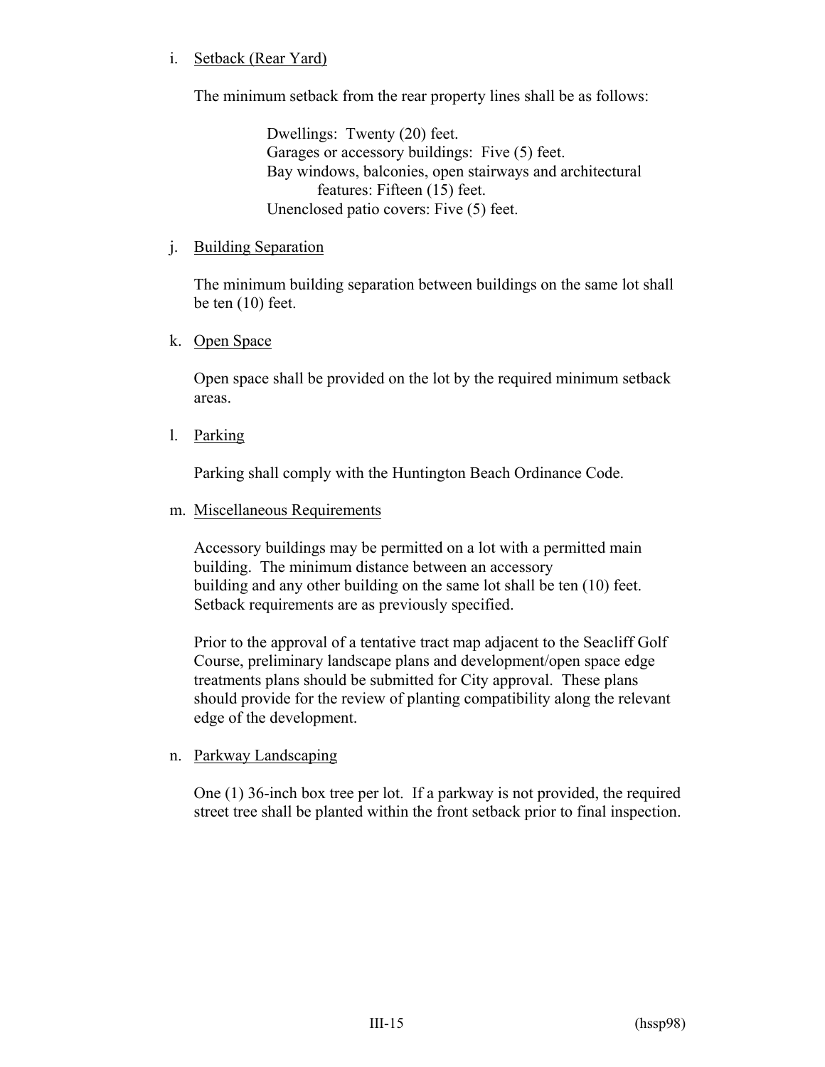i. <u>Setback (Rear Yard)</u>

The minimum setback from the rear property lines shall be as follows:

> Dwellings: Twenty (20) feet.
> Garages or accessory buildings: Five (5) feet.
> Bay windows, balconies, open stairways and architectural features: Fifteen (15) feet.
> Unenclosed patio covers: Five (5) feet.

j. <u>Building Separation</u>

The minimum building separation between buildings on the same lot shall be ten (10) feet.

k. <u>Open Space</u>

Open space shall be provided on the lot by the required minimum setback areas.

l. <u>Parking</u>

Parking shall comply with the Huntington Beach Ordinance Code.

m. <u>Miscellaneous Requirements</u>

Accessory buildings may be permitted on a lot with a permitted main building. The minimum distance between an accessory building and any other building on the same lot shall be ten (10) feet. Setback requirements are as previously specified.

Prior to the approval of a tentative tract map adjacent to the Seacliff Golf Course, preliminary landscape plans and development/open space edge treatments plans should be submitted for City approval. These plans should provide for the review of planting compatibility along the relevant edge of the development.

n. <u>Parkway Landscaping</u>

One (1) 36-inch box tree per lot. If a parkway is not provided, the required street tree shall be planted within the front setback prior to final inspection.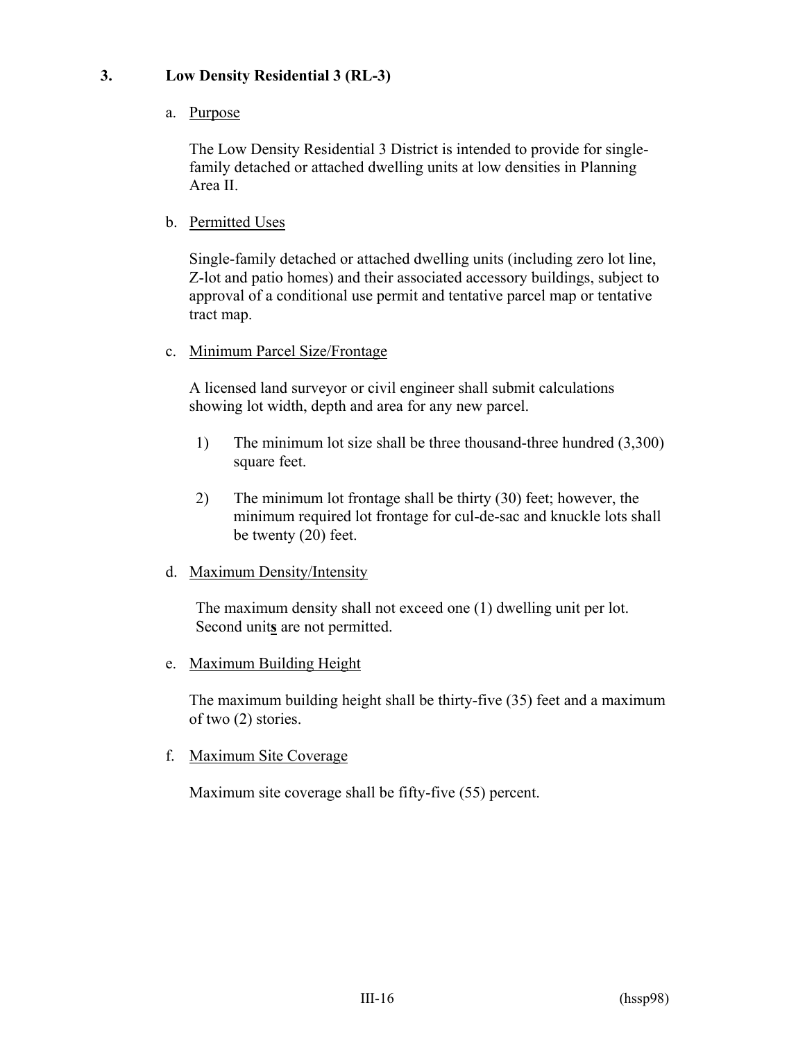### 3. Low Density Residential 3 (RL-3)

a. Purpose

The Low Density Residential 3 District is intended to provide for single-family detached or attached dwelling units at low densities in Planning Area II.

b. Permitted Uses

Single-family detached or attached dwelling units (including zero lot line, Z-lot and patio homes) and their associated accessory buildings, subject to approval of a conditional use permit and tentative parcel map or tentative tract map.

c. Minimum Parcel Size/Frontage

A licensed land surveyor or civil engineer shall submit calculations showing lot width, depth and area for any new parcel.

1) The minimum lot size shall be three thousand-three hundred (3,300) square feet.

2) The minimum lot frontage shall be thirty (30) feet; however, the minimum required lot frontage for cul-de-sac and knuckle lots shall be twenty (20) feet.

d. Maximum Density/Intensity

The maximum density shall not exceed one (1) dwelling unit per lot. Second unit**s** are not permitted.

e. Maximum Building Height

The maximum building height shall be thirty-five (35) feet and a maximum of two (2) stories.

f. Maximum Site Coverage

Maximum site coverage shall be fifty-five (55) percent.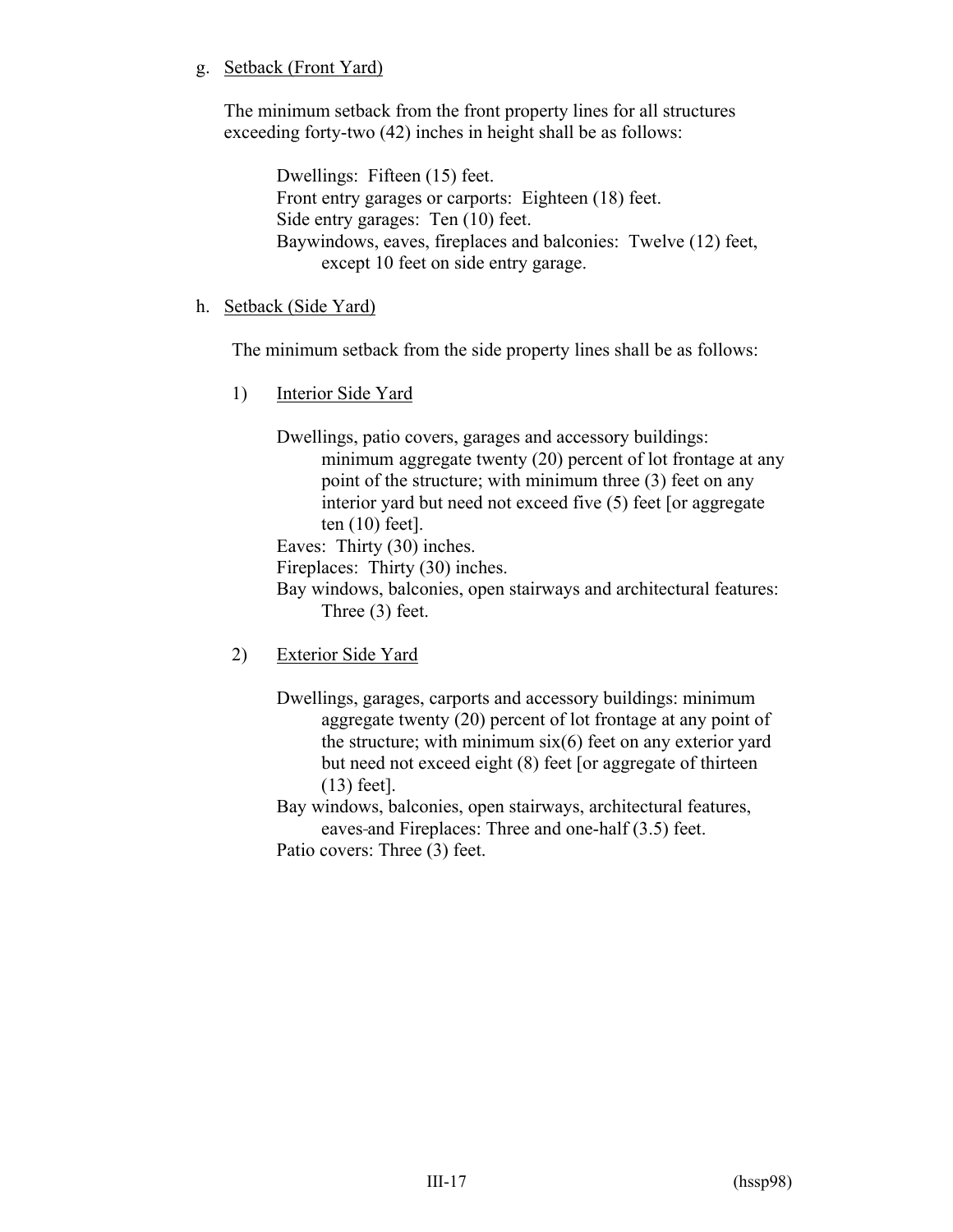g. Setback (Front Yard)

The minimum setback from the front property lines for all structures exceeding forty-two (42) inches in height shall be as follows:

Dwellings: Fifteen (15) feet.
Front entry garages or carports: Eighteen (18) feet.
Side entry garages: Ten (10) feet.
Baywindows, eaves, fireplaces and balconies: Twelve (12) feet, except 10 feet on side entry garage.

h. Setback (Side Yard)

The minimum setback from the side property lines shall be as follows:

1) Interior Side Yard

Dwellings, patio covers, garages and accessory buildings: minimum aggregate twenty (20) percent of lot frontage at any point of the structure; with minimum three (3) feet on any interior yard but need not exceed five (5) feet [or aggregate ten (10) feet].
Eaves: Thirty (30) inches.
Fireplaces: Thirty (30) inches.
Bay windows, balconies, open stairways and architectural features: Three (3) feet.

2) Exterior Side Yard

Dwellings, garages, carports and accessory buildings: minimum aggregate twenty (20) percent of lot frontage at any point of the structure; with minimum six(6) feet on any exterior yard but need not exceed eight (8) feet [or aggregate of thirteen (13) feet].
Bay windows, balconies, open stairways, architectural features, eaves and Fireplaces: Three and one-half (3.5) feet.
Patio covers: Three (3) feet.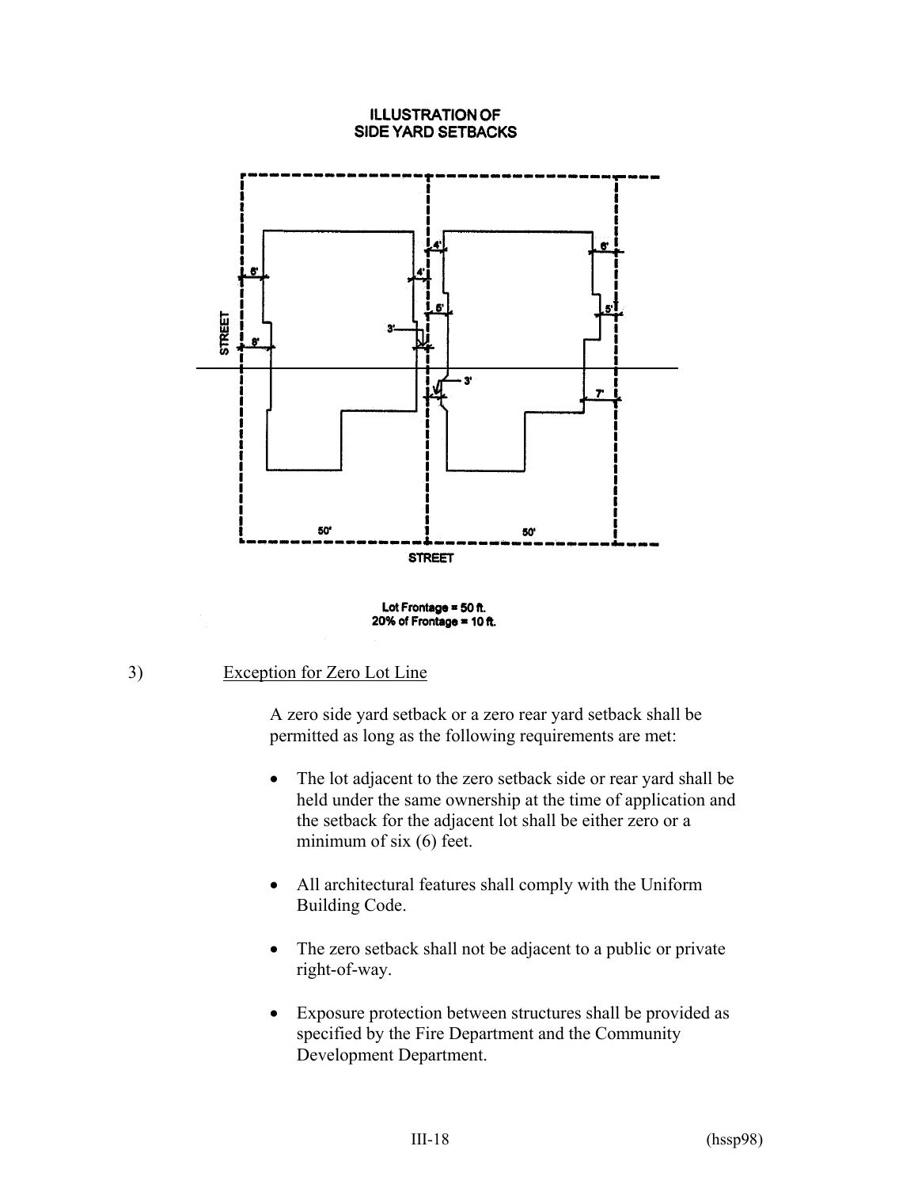ILLUSTRATION OF
SIDE YARD SETBACKS

Lot Frontage = 50 ft.
20% of Frontage = 10 ft.

3) Exception for Zero Lot Line

A zero side yard setback or a zero rear yard setback shall be permitted as long as the following requirements are met:

- The lot adjacent to the zero setback side or rear yard shall be held under the same ownership at the time of application and the setback for the adjacent lot shall be either zero or a minimum of six (6) feet.
- All architectural features shall comply with the Uniform Building Code.
- The zero setback shall not be adjacent to a public or private right-of-way.
- Exposure protection between structures shall be provided as specified by the Fire Department and the Community Development Department.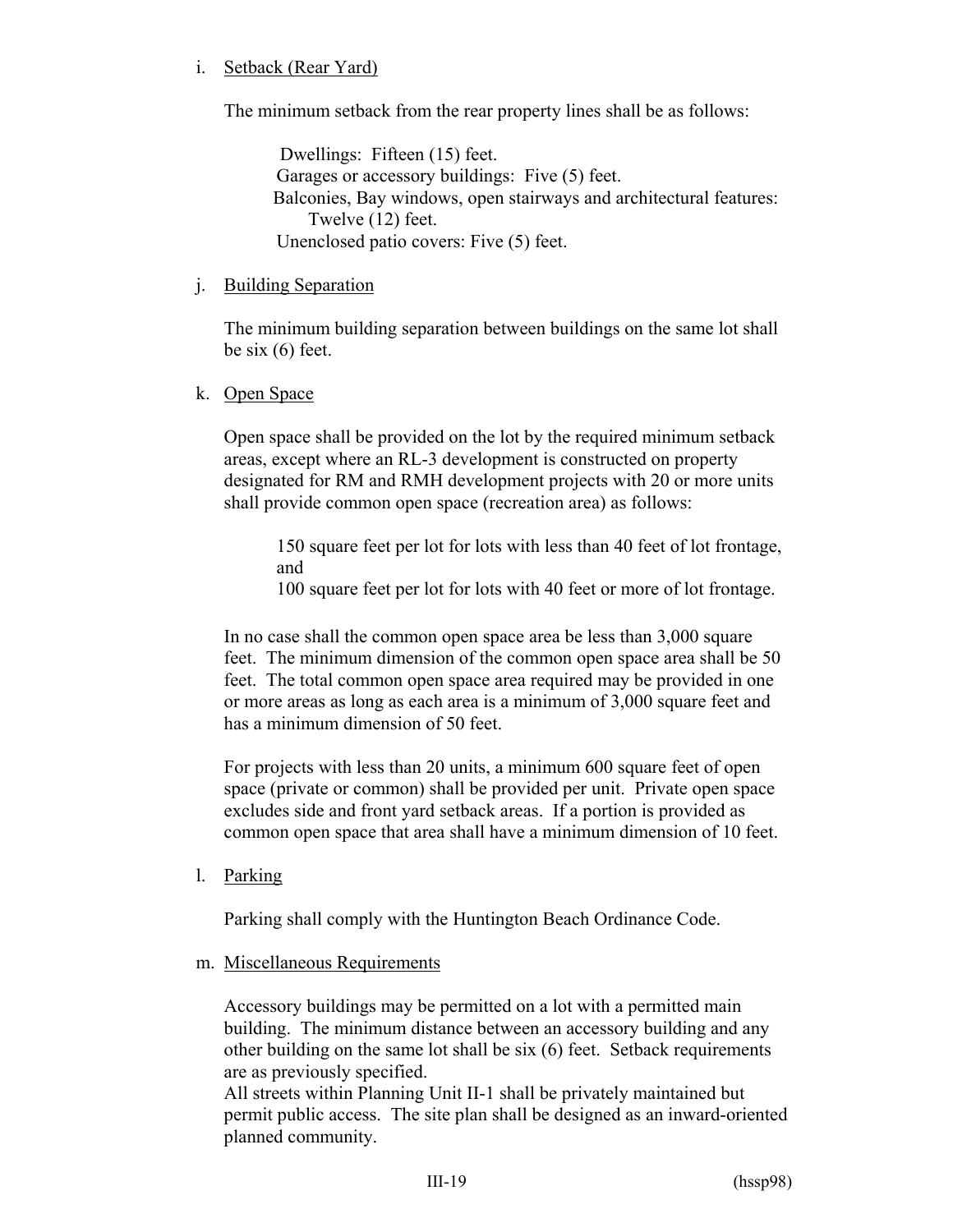i. Setback (Rear Yard)

The minimum setback from the rear property lines shall be as follows:

> Dwellings: Fifteen (15) feet.
> Garages or accessory buildings: Five (5) feet.
> Balconies, Bay windows, open stairways and architectural features: Twelve (12) feet.
> Unenclosed patio covers: Five (5) feet.

j. Building Separation

The minimum building separation between buildings on the same lot shall be six (6) feet.

k. Open Space

Open space shall be provided on the lot by the required minimum setback areas, except where an RL-3 development is constructed on property designated for RM and RMH development projects with 20 or more units shall provide common open space (recreation area) as follows:

> 150 square feet per lot for lots with less than 40 feet of lot frontage, and
> 100 square feet per lot for lots with 40 feet or more of lot frontage.

In no case shall the common open space area be less than 3,000 square feet. The minimum dimension of the common open space area shall be 50 feet. The total common open space area required may be provided in one or more areas as long as each area is a minimum of 3,000 square feet and has a minimum dimension of 50 feet.

For projects with less than 20 units, a minimum 600 square feet of open space (private or common) shall be provided per unit. Private open space excludes side and front yard setback areas. If a portion is provided as common open space that area shall have a minimum dimension of 10 feet.

l. Parking

Parking shall comply with the Huntington Beach Ordinance Code.

m. Miscellaneous Requirements

Accessory buildings may be permitted on a lot with a permitted main building. The minimum distance between an accessory building and any other building on the same lot shall be six (6) feet. Setback requirements are as previously specified.
All streets within Planning Unit II-1 shall be privately maintained but permit public access. The site plan shall be designed as an inward-oriented planned community.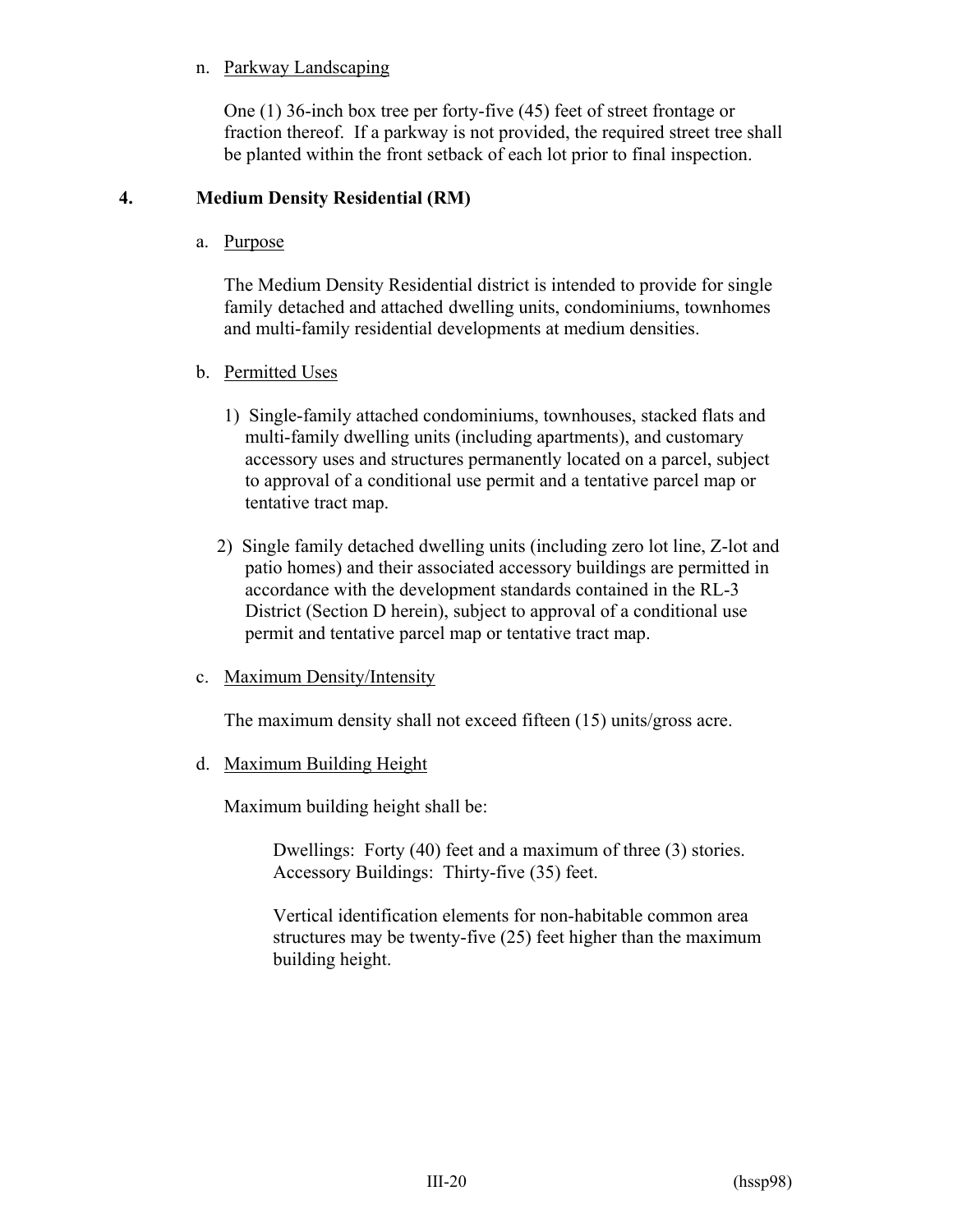n. Parkway Landscaping

One (1) 36-inch box tree per forty-five (45) feet of street frontage or fraction thereof. If a parkway is not provided, the required street tree shall be planted within the front setback of each lot prior to final inspection.

### 4. Medium Density Residential (RM)

a. Purpose

The Medium Density Residential district is intended to provide for single family detached and attached dwelling units, condominiums, townhomes and multi-family residential developments at medium densities.

b. Permitted Uses

1) Single-family attached condominiums, townhouses, stacked flats and multi-family dwelling units (including apartments), and customary accessory uses and structures permanently located on a parcel, subject to approval of a conditional use permit and a tentative parcel map or tentative tract map.

2) Single family detached dwelling units (including zero lot line, Z-lot and patio homes) and their associated accessory buildings are permitted in accordance with the development standards contained in the RL-3 District (Section D herein), subject to approval of a conditional use permit and tentative parcel map or tentative tract map.

c. Maximum Density/Intensity

The maximum density shall not exceed fifteen (15) units/gross acre.

d. Maximum Building Height

Maximum building height shall be:

Dwellings: Forty (40) feet and a maximum of three (3) stories.
Accessory Buildings: Thirty-five (35) feet.

Vertical identification elements for non-habitable common area structures may be twenty-five (25) feet higher than the maximum building height.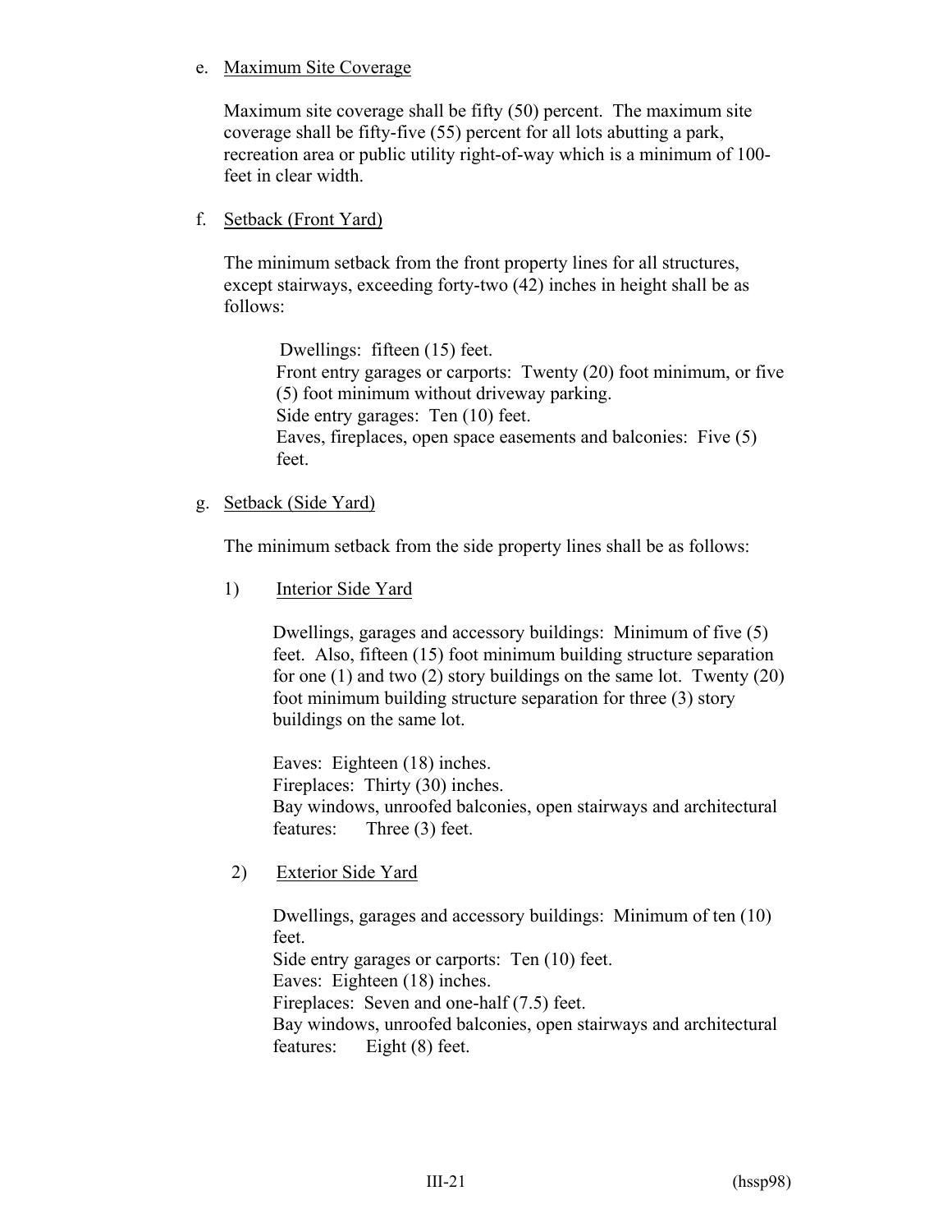e. Maximum Site Coverage

Maximum site coverage shall be fifty (50) percent. The maximum site coverage shall be fifty-five (55) percent for all lots abutting a park, recreation area or public utility right-of-way which is a minimum of 100-feet in clear width.

f. Setback (Front Yard)

The minimum setback from the front property lines for all structures, except stairways, exceeding forty-two (42) inches in height shall be as follows:

Dwellings: fifteen (15) feet.
Front entry garages or carports: Twenty (20) foot minimum, or five (5) foot minimum without driveway parking.
Side entry garages: Ten (10) feet.
Eaves, fireplaces, open space easements and balconies: Five (5) feet.

g. Setback (Side Yard)

The minimum setback from the side property lines shall be as follows:

1) Interior Side Yard

Dwellings, garages and accessory buildings: Minimum of five (5) feet. Also, fifteen (15) foot minimum building structure separation for one (1) and two (2) story buildings on the same lot. Twenty (20) foot minimum building structure separation for three (3) story buildings on the same lot.

Eaves: Eighteen (18) inches.
Fireplaces: Thirty (30) inches.
Bay windows, unroofed balconies, open stairways and architectural features: Three (3) feet.

2) Exterior Side Yard

Dwellings, garages and accessory buildings: Minimum of ten (10) feet.
Side entry garages or carports: Ten (10) feet.
Eaves: Eighteen (18) inches.
Fireplaces: Seven and one-half (7.5) feet.
Bay windows, unroofed balconies, open stairways and architectural features: Eight (8) feet.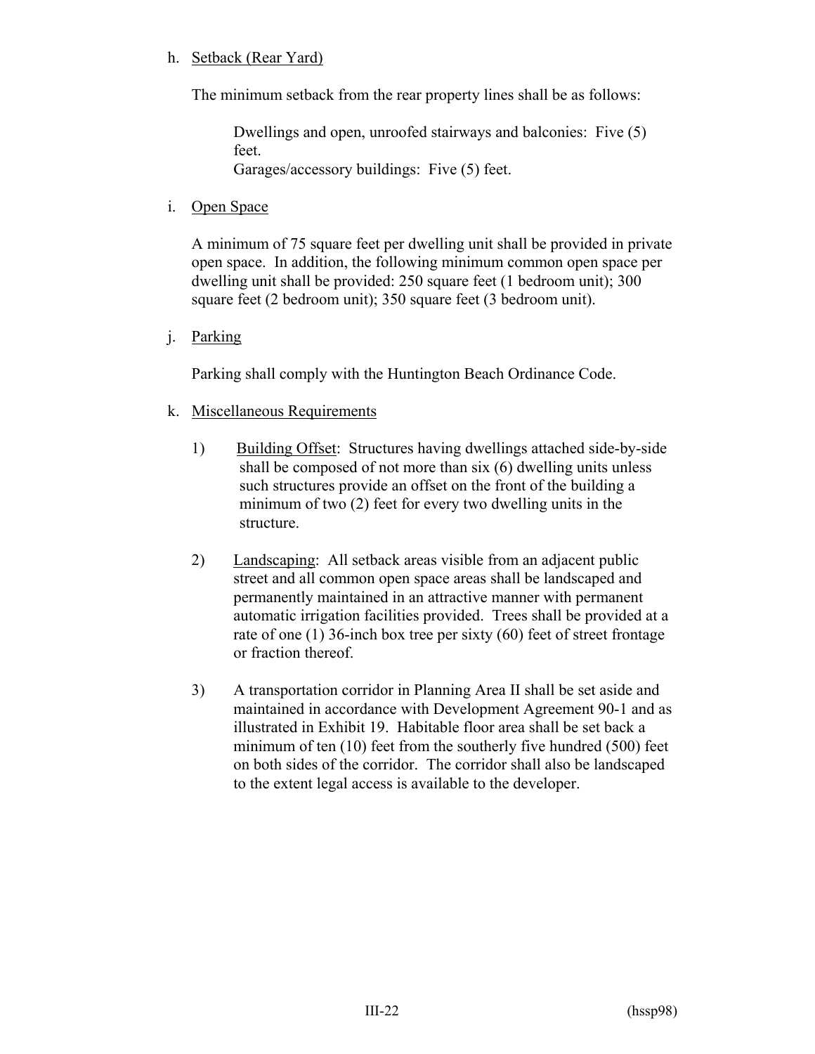h. Setback (Rear Yard)

The minimum setback from the rear property lines shall be as follows:

Dwellings and open, unroofed stairways and balconies: Five (5) feet.
Garages/accessory buildings: Five (5) feet.

i. Open Space

A minimum of 75 square feet per dwelling unit shall be provided in private open space. In addition, the following minimum common open space per dwelling unit shall be provided: 250 square feet (1 bedroom unit); 300 square feet (2 bedroom unit); 350 square feet (3 bedroom unit).

j. Parking

Parking shall comply with the Huntington Beach Ordinance Code.

k. Miscellaneous Requirements

1) Building Offset: Structures having dwellings attached side-by-side shall be composed of not more than six (6) dwelling units unless such structures provide an offset on the front of the building a minimum of two (2) feet for every two dwelling units in the structure.

2) Landscaping: All setback areas visible from an adjacent public street and all common open space areas shall be landscaped and permanently maintained in an attractive manner with permanent automatic irrigation facilities provided. Trees shall be provided at a rate of one (1) 36-inch box tree per sixty (60) feet of street frontage or fraction thereof.

3) A transportation corridor in Planning Area II shall be set aside and maintained in accordance with Development Agreement 90-1 and as illustrated in Exhibit 19. Habitable floor area shall be set back a minimum of ten (10) feet from the southerly five hundred (500) feet on both sides of the corridor. The corridor shall also be landscaped to the extent legal access is available to the developer.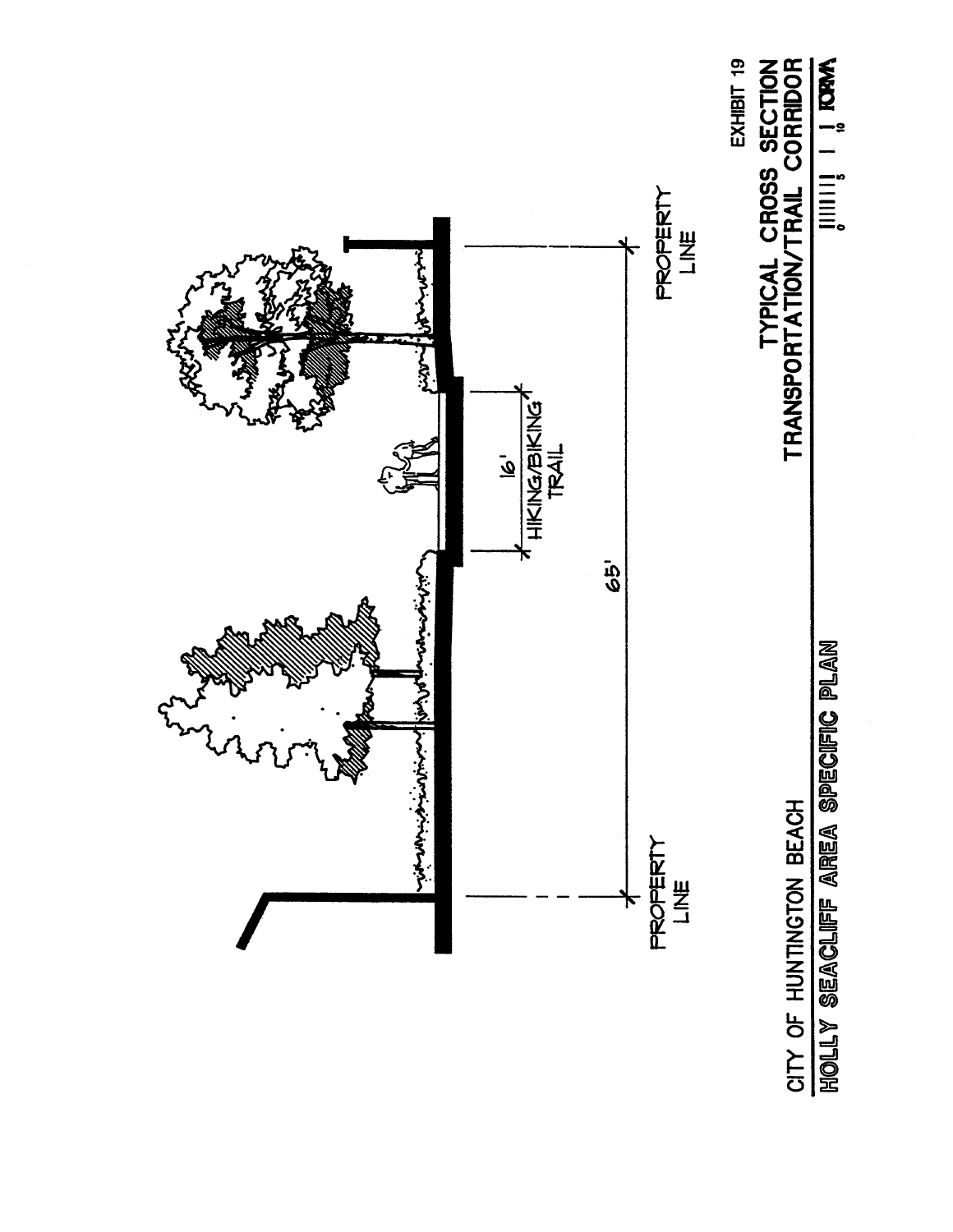PROPERTY LINE

65'

16'

HIKING/BIKING TRAIL

PROPERTY LINE

EXHIBIT 19

TYPICAL CROSS SECTION
TRANSPORTATION/TRAIL CORRIDOR

CITY OF HUNTINGTON BEACH

HOLLY SEACLIFF AREA SPECIFIC PLAN

0 5 10

FORMA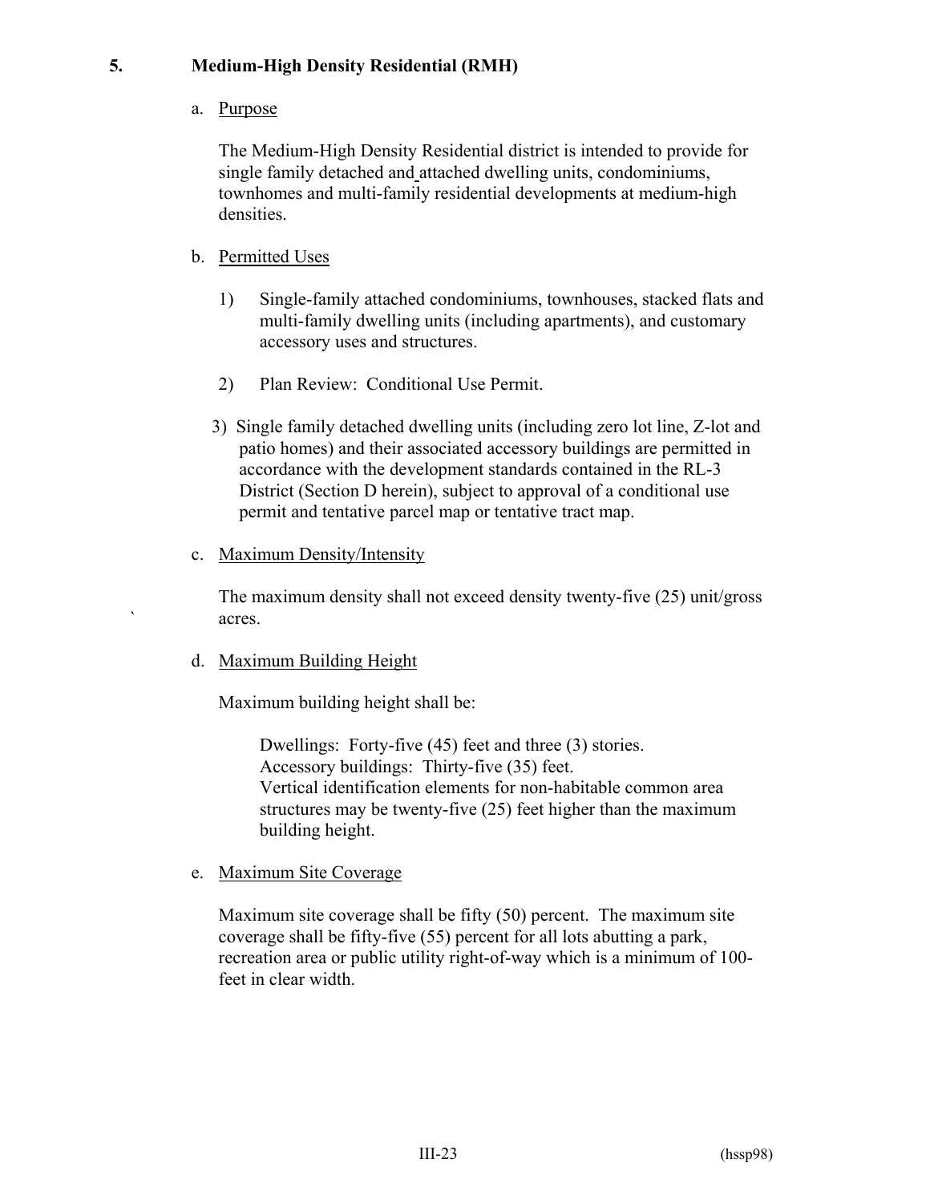## 5. Medium-High Density Residential (RMH)

a. Purpose

The Medium-High Density Residential district is intended to provide for single family detached and attached dwelling units, condominiums, townhomes and multi-family residential developments at medium-high densities.

b. Permitted Uses

1) Single-family attached condominiums, townhouses, stacked flats and multi-family dwelling units (including apartments), and customary accessory uses and structures.

2) Plan Review: Conditional Use Permit.

3) Single family detached dwelling units (including zero lot line, Z-lot and patio homes) and their associated accessory buildings are permitted in accordance with the development standards contained in the RL-3 District (Section D herein), subject to approval of a conditional use permit and tentative parcel map or tentative tract map.

c. Maximum Density/Intensity

The maximum density shall not exceed density twenty-five (25) unit/gross acres.

d. Maximum Building Height

Maximum building height shall be:

Dwellings: Forty-five (45) feet and three (3) stories.
Accessory buildings: Thirty-five (35) feet.
Vertical identification elements for non-habitable common area structures may be twenty-five (25) feet higher than the maximum building height.

e. Maximum Site Coverage

Maximum site coverage shall be fifty (50) percent. The maximum site coverage shall be fifty-five (55) percent for all lots abutting a park, recreation area or public utility right-of-way which is a minimum of 100-feet in clear width.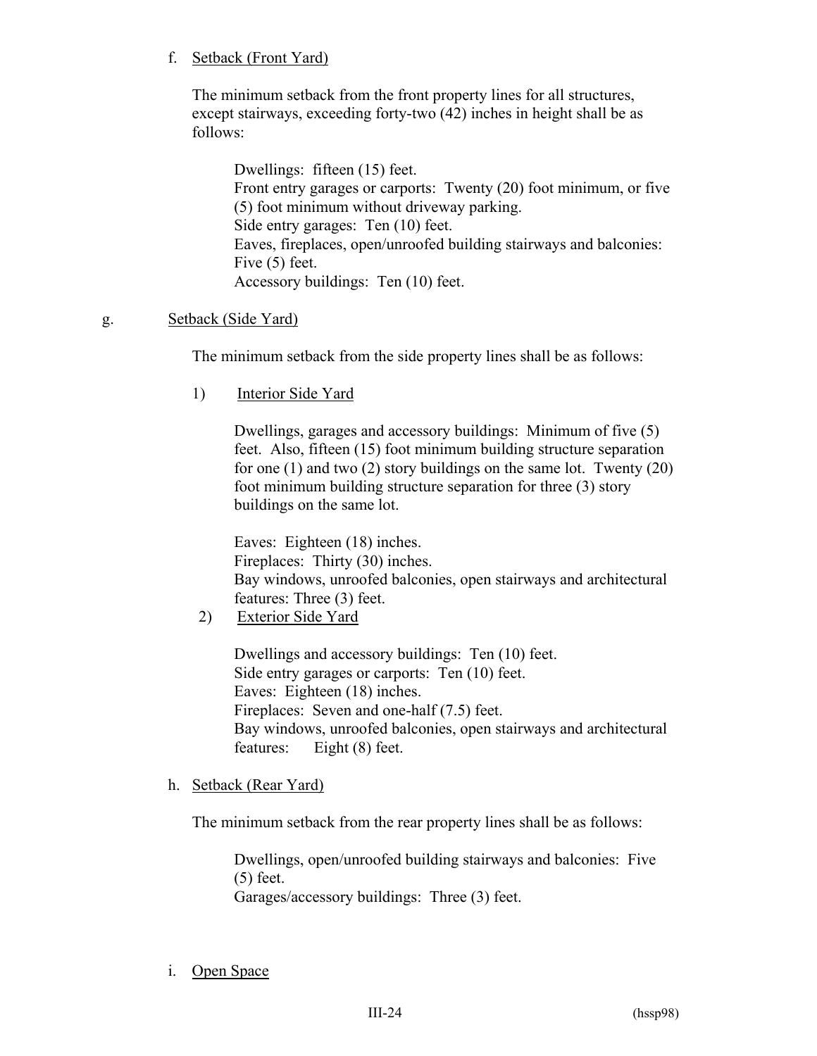f. <u>Setback (Front Yard)</u>

The minimum setback from the front property lines for all structures, except stairways, exceeding forty-two (42) inches in height shall be as follows:

Dwellings: fifteen (15) feet.
Front entry garages or carports: Twenty (20) foot minimum, or five (5) foot minimum without driveway parking.
Side entry garages: Ten (10) feet.
Eaves, fireplaces, open/unroofed building stairways and balconies: Five (5) feet.
Accessory buildings: Ten (10) feet.

g. <u>Setback (Side Yard)</u>

The minimum setback from the side property lines shall be as follows:

1) <u>Interior Side Yard</u>

Dwellings, garages and accessory buildings: Minimum of five (5) feet. Also, fifteen (15) foot minimum building structure separation for one (1) and two (2) story buildings on the same lot. Twenty (20) foot minimum building structure separation for three (3) story buildings on the same lot.

Eaves: Eighteen (18) inches.
Fireplaces: Thirty (30) inches.
Bay windows, unroofed balconies, open stairways and architectural features: Three (3) feet.

2) <u>Exterior Side Yard</u>

Dwellings and accessory buildings: Ten (10) feet.
Side entry garages or carports: Ten (10) feet.
Eaves: Eighteen (18) inches.
Fireplaces: Seven and one-half (7.5) feet.
Bay windows, unroofed balconies, open stairways and architectural features: Eight (8) feet.

h. <u>Setback (Rear Yard)</u>

The minimum setback from the rear property lines shall be as follows:

Dwellings, open/unroofed building stairways and balconies: Five (5) feet.
Garages/accessory buildings: Three (3) feet.

i. <u>Open Space</u>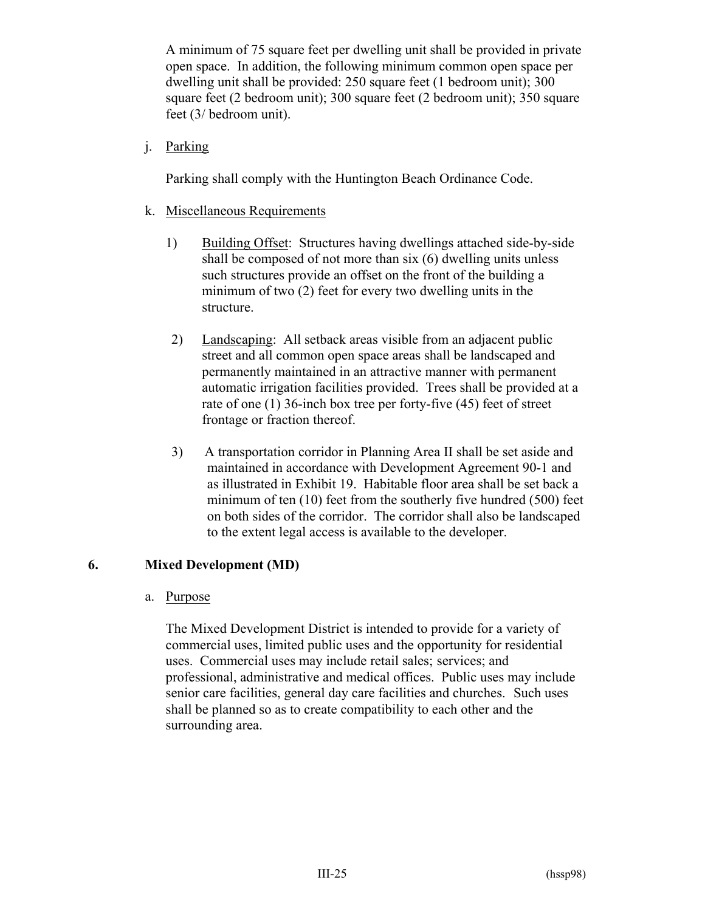A minimum of 75 square feet per dwelling unit shall be provided in private open space. In addition, the following minimum common open space per dwelling unit shall be provided: 250 square feet (1 bedroom unit); 300 square feet (2 bedroom unit); 300 square feet (2 bedroom unit); 350 square feet (3/ bedroom unit).

j. Parking

Parking shall comply with the Huntington Beach Ordinance Code.

k. Miscellaneous Requirements

1) Building Offset: Structures having dwellings attached side-by-side shall be composed of not more than six (6) dwelling units unless such structures provide an offset on the front of the building a minimum of two (2) feet for every two dwelling units in the structure.

2) Landscaping: All setback areas visible from an adjacent public street and all common open space areas shall be landscaped and permanently maintained in an attractive manner with permanent automatic irrigation facilities provided. Trees shall be provided at a rate of one (1) 36-inch box tree per forty-five (45) feet of street frontage or fraction thereof.

3) A transportation corridor in Planning Area II shall be set aside and maintained in accordance with Development Agreement 90-1 and as illustrated in Exhibit 19. Habitable floor area shall be set back a minimum of ten (10) feet from the southerly five hundred (500) feet on both sides of the corridor. The corridor shall also be landscaped to the extent legal access is available to the developer.

## 6. Mixed Development (MD)

a. Purpose

The Mixed Development District is intended to provide for a variety of commercial uses, limited public uses and the opportunity for residential uses. Commercial uses may include retail sales; services; and professional, administrative and medical offices. Public uses may include senior care facilities, general day care facilities and churches. Such uses shall be planned so as to create compatibility to each other and the surrounding area.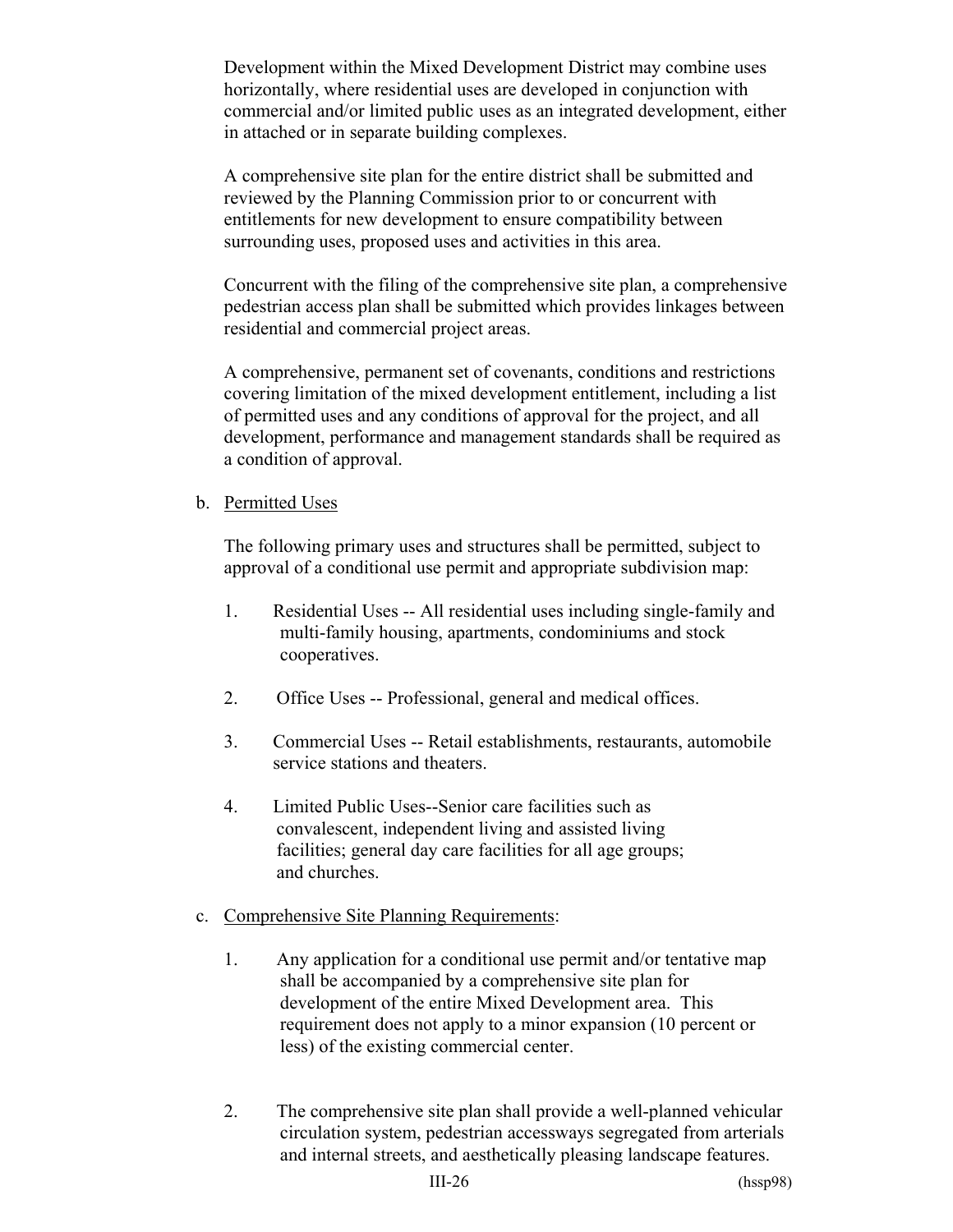Development within the Mixed Development District may combine uses horizontally, where residential uses are developed in conjunction with commercial and/or limited public uses as an integrated development, either in attached or in separate building complexes.

A comprehensive site plan for the entire district shall be submitted and reviewed by the Planning Commission prior to or concurrent with entitlements for new development to ensure compatibility between surrounding uses, proposed uses and activities in this area.

Concurrent with the filing of the comprehensive site plan, a comprehensive pedestrian access plan shall be submitted which provides linkages between residential and commercial project areas.

A comprehensive, permanent set of covenants, conditions and restrictions covering limitation of the mixed development entitlement, including a list of permitted uses and any conditions of approval for the project, and all development, performance and management standards shall be required as a condition of approval.

b. <u>Permitted Uses</u>

The following primary uses and structures shall be permitted, subject to approval of a conditional use permit and appropriate subdivision map:

1. Residential Uses -- All residential uses including single-family and multi-family housing, apartments, condominiums and stock cooperatives.

2. Office Uses -- Professional, general and medical offices.

3. Commercial Uses -- Retail establishments, restaurants, automobile service stations and theaters.

4. Limited Public Uses--Senior care facilities such as convalescent, independent living and assisted living facilities; general day care facilities for all age groups; and churches.

c. <u>Comprehensive Site Planning Requirements</u>:

1. Any application for a conditional use permit and/or tentative map shall be accompanied by a comprehensive site plan for development of the entire Mixed Development area. This requirement does not apply to a minor expansion (10 percent or less) of the existing commercial center.

2. The comprehensive site plan shall provide a well-planned vehicular circulation system, pedestrian accessways segregated from arterials and internal streets, and aesthetically pleasing landscape features.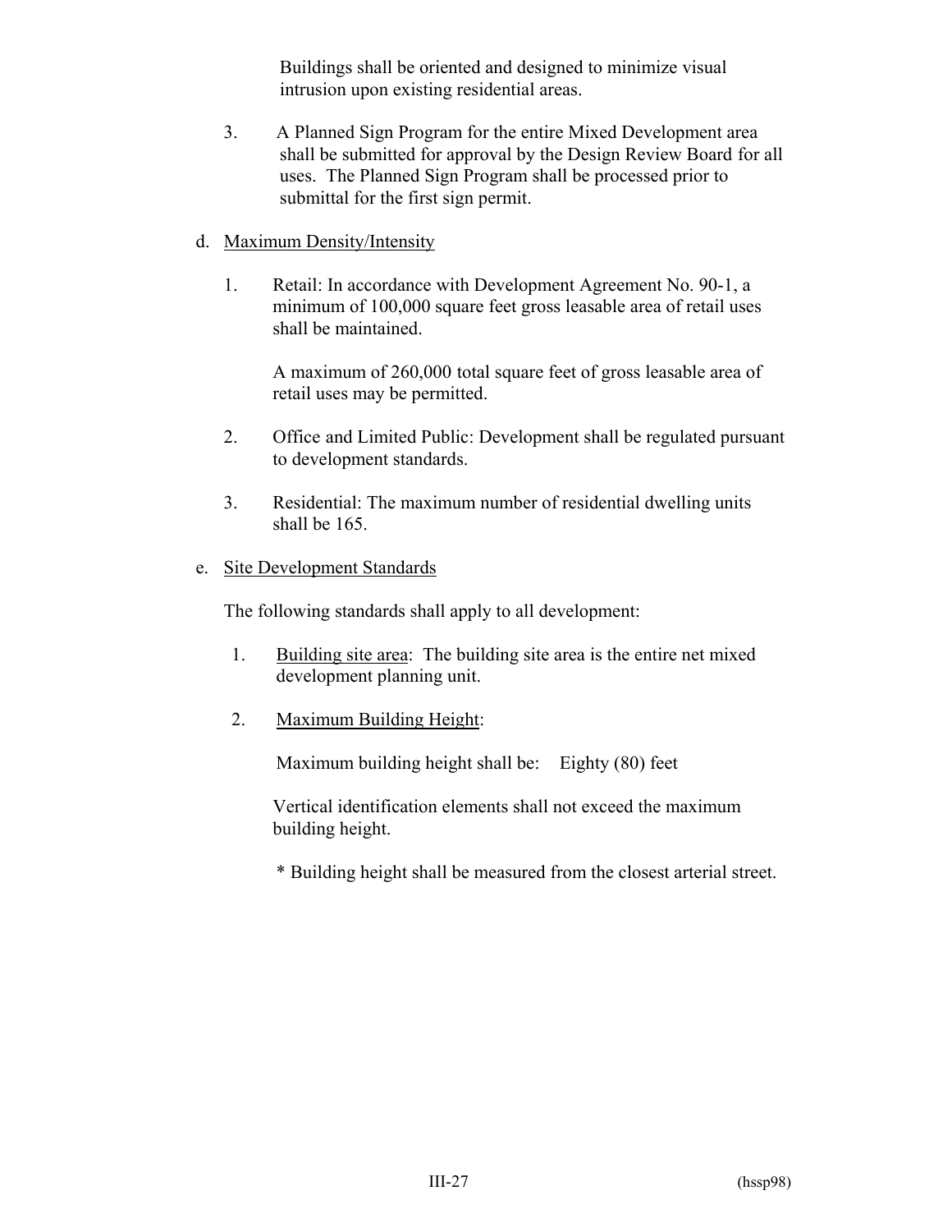Buildings shall be oriented and designed to minimize visual intrusion upon existing residential areas.

3. A Planned Sign Program for the entire Mixed Development area shall be submitted for approval by the Design Review Board for all uses. The Planned Sign Program shall be processed prior to submittal for the first sign permit.

d. Maximum Density/Intensity

1. Retail: In accordance with Development Agreement No. 90-1, a minimum of 100,000 square feet gross leasable area of retail uses shall be maintained.

   A maximum of 260,000 total square feet of gross leasable area of retail uses may be permitted.

2. Office and Limited Public: Development shall be regulated pursuant to development standards.

3. Residential: The maximum number of residential dwelling units shall be 165.

e. Site Development Standards

The following standards shall apply to all development:

1. Building site area: The building site area is the entire net mixed development planning unit.

2. Maximum Building Height:

   Maximum building height shall be: Eighty (80) feet

   Vertical identification elements shall not exceed the maximum building height.

   * Building height shall be measured from the closest arterial street.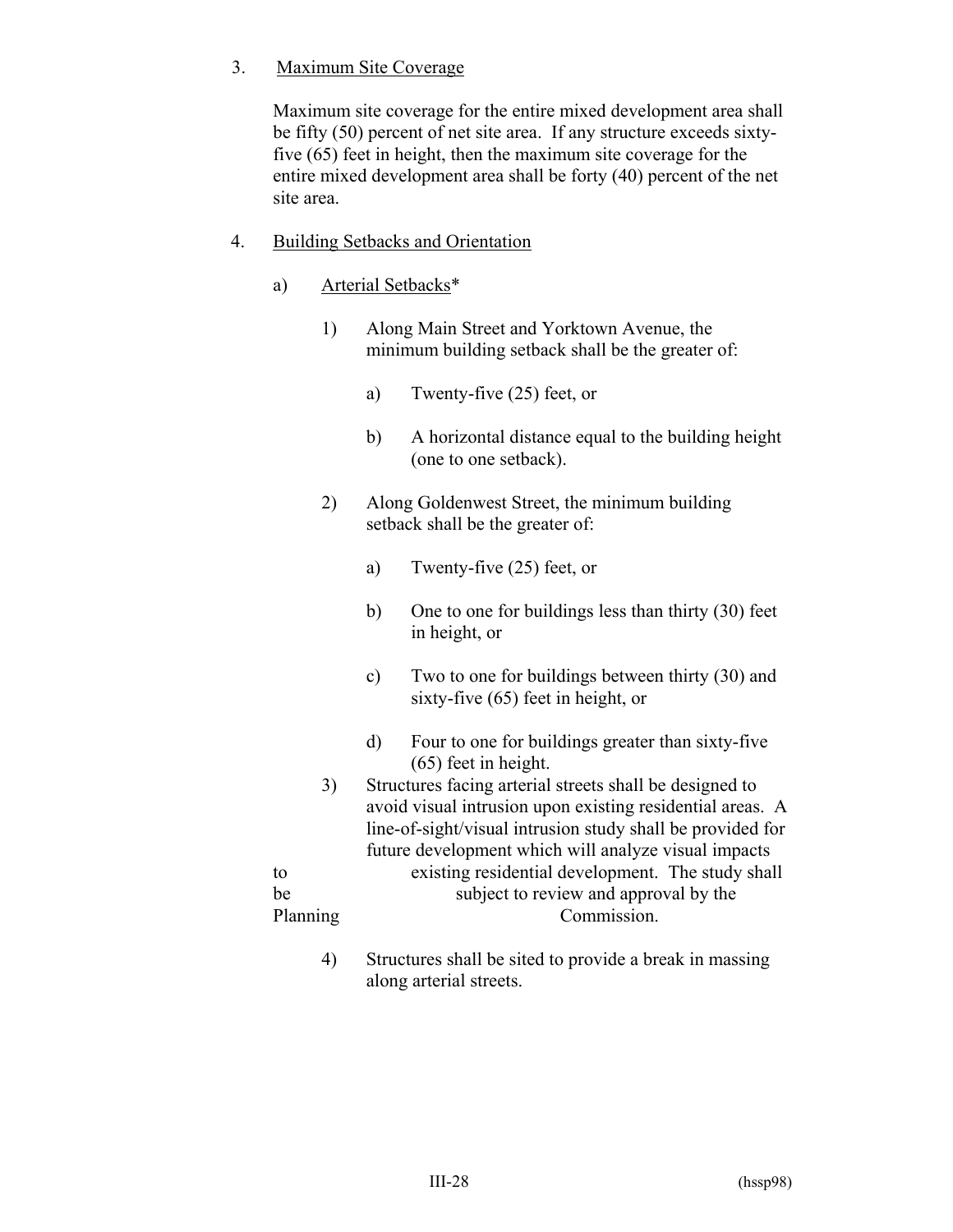3. <u>Maximum Site Coverage</u>

   Maximum site coverage for the entire mixed development area shall be fifty (50) percent of net site area. If any structure exceeds sixty-five (65) feet in height, then the maximum site coverage for the entire mixed development area shall be forty (40) percent of the net site area.

4. <u>Building Setbacks and Orientation</u>

   a) <u>Arterial Setbacks</u>*

      1) Along Main Street and Yorktown Avenue, the minimum building setback shall be the greater of:

         a) Twenty-five (25) feet, or

         b) A horizontal distance equal to the building height (one to one setback).

      2) Along Goldenwest Street, the minimum building setback shall be the greater of:

         a) Twenty-five (25) feet, or

         b) One to one for buildings less than thirty (30) feet in height, or

         c) Two to one for buildings between thirty (30) and sixty-five (65) feet in height, or

         d) Four to one for buildings greater than sixty-five (65) feet in height.

      3) Structures facing arterial streets shall be designed to avoid visual intrusion upon existing residential areas. A line-of-sight/visual intrusion study shall be provided for future development which will analyze visual impacts to existing residential development. The study shall be subject to review and approval by the Planning Commission.

      4) Structures shall be sited to provide a break in massing along arterial streets.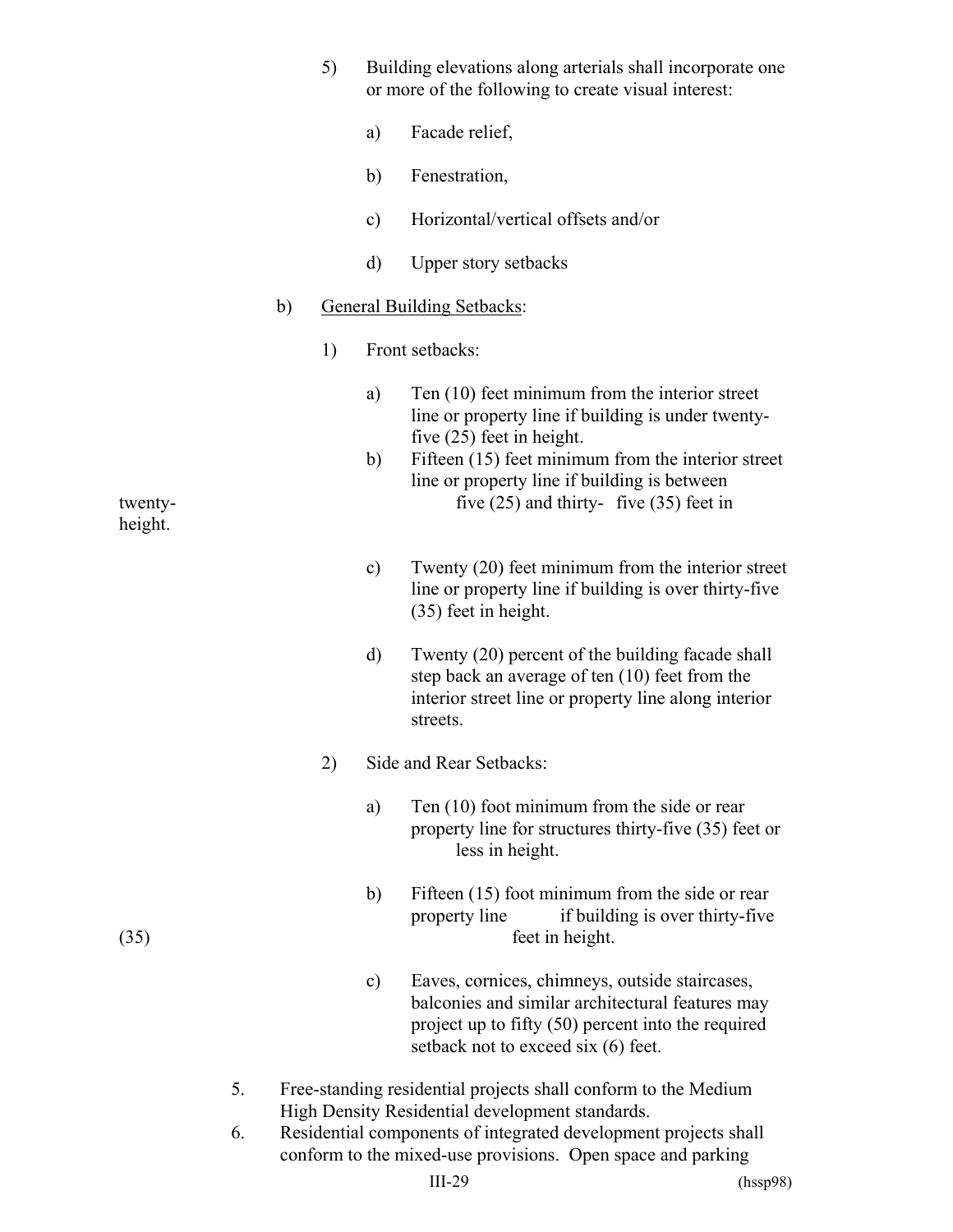5) Building elevations along arterials shall incorporate one or more of the following to create visual interest:

   a) Facade relief,

   b) Fenestration,

   c) Horizontal/vertical offsets and/or

   d) Upper story setbacks

b) <u>General Building Setbacks</u>:

   1) Front setbacks:

      a) Ten (10) feet minimum from the interior street line or property line if building is under twenty-five (25) feet in height.

      b) Fifteen (15) feet minimum from the interior street line or property line if building is between twenty-five (25) and thirty-five (35) feet in height.

      c) Twenty (20) feet minimum from the interior street line or property line if building is over thirty-five (35) feet in height.

      d) Twenty (20) percent of the building facade shall step back an average of ten (10) feet from the interior street line or property line along interior streets.

   2) Side and Rear Setbacks:

      a) Ten (10) foot minimum from the side or rear property line for structures thirty-five (35) feet or less in height.

      b) Fifteen (15) foot minimum from the side or rear property line if building is over thirty-five (35) feet in height.

      c) Eaves, cornices, chimneys, outside staircases, balconies and similar architectural features may project up to fifty (50) percent into the required setback not to exceed six (6) feet.

5. Free-standing residential projects shall conform to the Medium High Density Residential development standards.

6. Residential components of integrated development projects shall conform to the mixed-use provisions. Open space and parking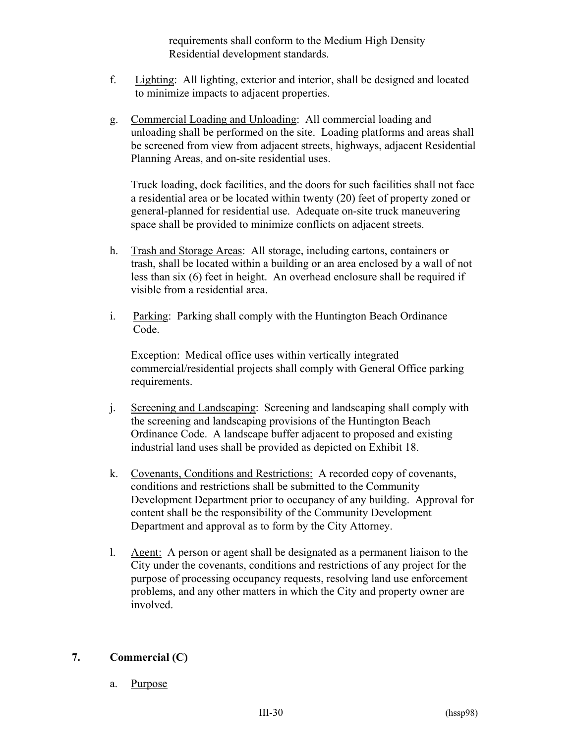requirements shall conform to the Medium High Density Residential development standards.

f. Lighting: All lighting, exterior and interior, shall be designed and located to minimize impacts to adjacent properties.

g. Commercial Loading and Unloading: All commercial loading and unloading shall be performed on the site. Loading platforms and areas shall be screened from view from adjacent streets, highways, adjacent Residential Planning Areas, and on-site residential uses.

   Truck loading, dock facilities, and the doors for such facilities shall not face a residential area or be located within twenty (20) feet of property zoned or general-planned for residential use. Adequate on-site truck maneuvering space shall be provided to minimize conflicts on adjacent streets.

h. Trash and Storage Areas: All storage, including cartons, containers or trash, shall be located within a building or an area enclosed by a wall of not less than six (6) feet in height. An overhead enclosure shall be required if visible from a residential area.

i. Parking: Parking shall comply with the Huntington Beach Ordinance Code.

   Exception: Medical office uses within vertically integrated commercial/residential projects shall comply with General Office parking requirements.

j. Screening and Landscaping: Screening and landscaping shall comply with the screening and landscaping provisions of the Huntington Beach Ordinance Code. A landscape buffer adjacent to proposed and existing industrial land uses shall be provided as depicted on Exhibit 18.

k. Covenants, Conditions and Restrictions: A recorded copy of covenants, conditions and restrictions shall be submitted to the Community Development Department prior to occupancy of any building. Approval for content shall be the responsibility of the Community Development Department and approval as to form by the City Attorney.

l. Agent: A person or agent shall be designated as a permanent liaison to the City under the covenants, conditions and restrictions of any project for the purpose of processing occupancy requests, resolving land use enforcement problems, and any other matters in which the City and property owner are involved.

## 7. Commercial (C)

a. Purpose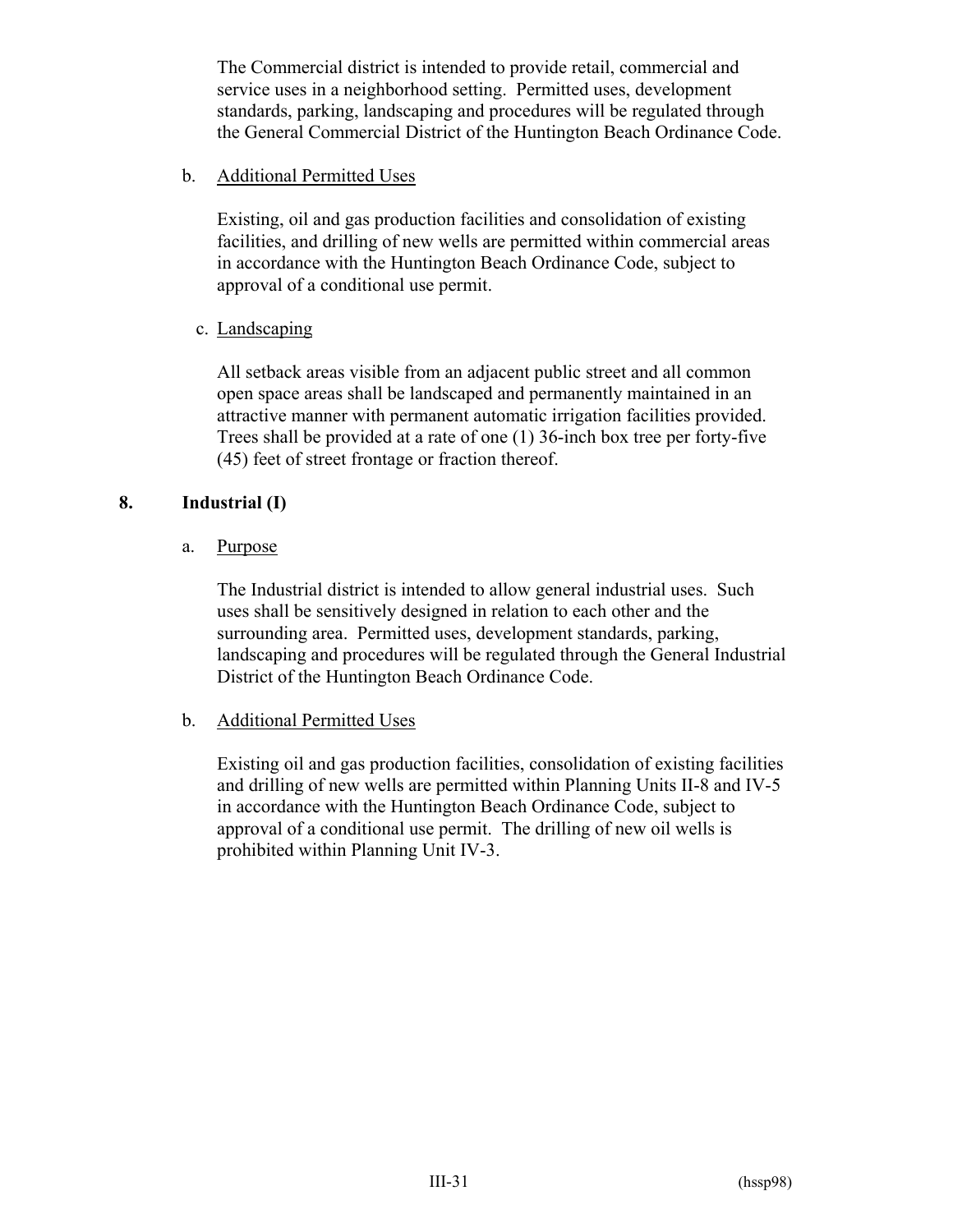The Commercial district is intended to provide retail, commercial and service uses in a neighborhood setting. Permitted uses, development standards, parking, landscaping and procedures will be regulated through the General Commercial District of the Huntington Beach Ordinance Code.

b. Additional Permitted Uses

Existing, oil and gas production facilities and consolidation of existing facilities, and drilling of new wells are permitted within commercial areas in accordance with the Huntington Beach Ordinance Code, subject to approval of a conditional use permit.

c. Landscaping

All setback areas visible from an adjacent public street and all common open space areas shall be landscaped and permanently maintained in an attractive manner with permanent automatic irrigation facilities provided. Trees shall be provided at a rate of one (1) 36-inch box tree per forty-five (45) feet of street frontage or fraction thereof.

### 8. Industrial (I)

a. Purpose

The Industrial district is intended to allow general industrial uses. Such uses shall be sensitively designed in relation to each other and the surrounding area. Permitted uses, development standards, parking, landscaping and procedures will be regulated through the General Industrial District of the Huntington Beach Ordinance Code.

b. Additional Permitted Uses

Existing oil and gas production facilities, consolidation of existing facilities and drilling of new wells are permitted within Planning Units II-8 and IV-5 in accordance with the Huntington Beach Ordinance Code, subject to approval of a conditional use permit. The drilling of new oil wells is prohibited within Planning Unit IV-3.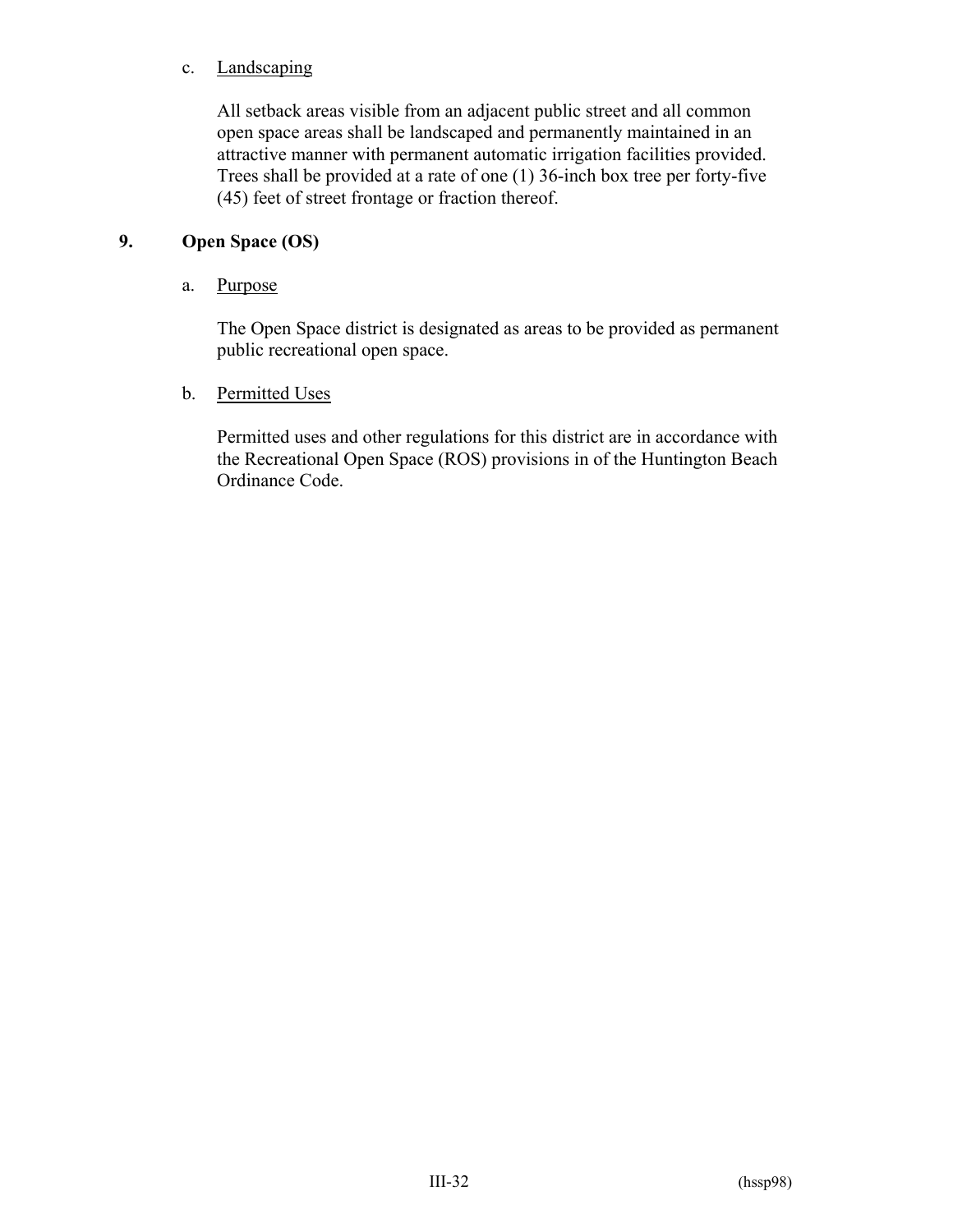c. <u>Landscaping</u>

All setback areas visible from an adjacent public street and all common open space areas shall be landscaped and permanently maintained in an attractive manner with permanent automatic irrigation facilities provided. Trees shall be provided at a rate of one (1) 36-inch box tree per forty-five (45) feet of street frontage or fraction thereof.

## 9. Open Space (OS)

a. <u>Purpose</u>

The Open Space district is designated as areas to be provided as permanent public recreational open space.

b. <u>Permitted Uses</u>

Permitted uses and other regulations for this district are in accordance with the Recreational Open Space (ROS) provisions in of the Huntington Beach Ordinance Code.